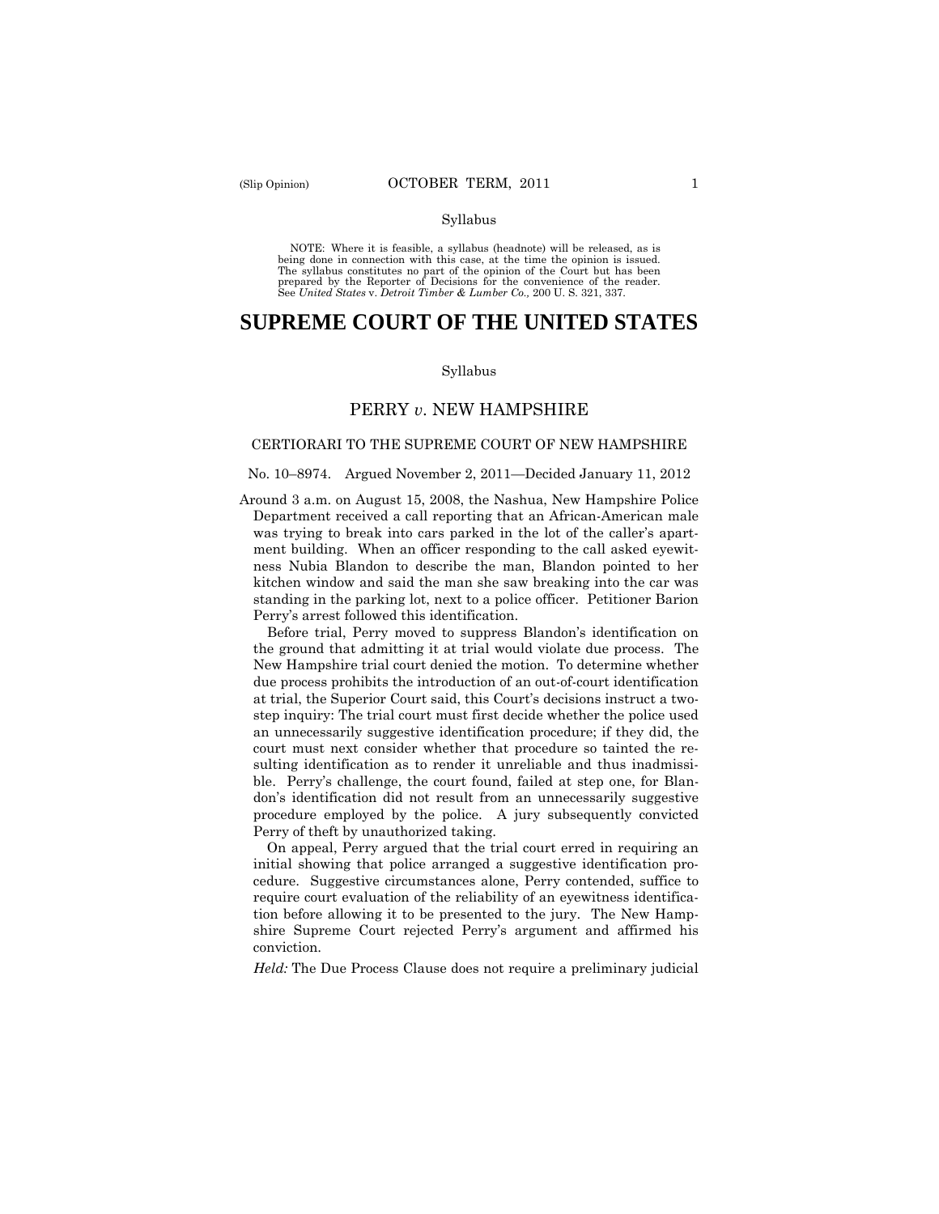Syllabus

NOTE: Where it is feasible, a syllabus (headnote) will be released, as is being done in connection with this case, at the time the opinion is issued. The syllabus constitutes no part of the opinion of the Court but has been prepared by the Reporter of Decisions for the convenience of the reader. See *United States* v. *Detroit Timber & Lumber Co.,* 200 U. S. 321, 337.

# SUPREME COURT OF THE UNITED STATES

Syllabus

## PERRY *v.* NEW HAMPSHIRE

CERTIORARI TO THE SUPREME COURT OF NEW HAMPSHIRE

No. 10–8974. Argued November 2, 2011—Decided January 11, 2012

Around 3 a.m. on August 15, 2008, the Nashua, New Hampshire Police Department received a call reporting that an African-American male was trying to break into cars parked in the lot of the caller's apartment building. When an officer responding to the call asked eyewitness Nubia Blandon to describe the man, Blandon pointed to her kitchen window and said the man she saw breaking into the car was standing in the parking lot, next to a police officer. Petitioner Barion Perry's arrest followed this identification.

Before trial, Perry moved to suppress Blandon's identification on the ground that admitting it at trial would violate due process. The New Hampshire trial court denied the motion. To determine whether due process prohibits the introduction of an out-of-court identification at trial, the Superior Court said, this Court's decisions instruct a two-step inquiry: The trial court must first decide whether the police used an unnecessarily suggestive identification procedure; if they did, the court must next consider whether that procedure so tainted the resulting identification as to render it unreliable and thus inadmissible. Perry's challenge, the court found, failed at step one, for Blandon's identification did not result from an unnecessarily suggestive procedure employed by the police. A jury subsequently convicted Perry of theft by unauthorized taking.

On appeal, Perry argued that the trial court erred in requiring an initial showing that police arranged a suggestive identification procedure. Suggestive circumstances alone, Perry contended, suffice to require court evaluation of the reliability of an eyewitness identification before allowing it to be presented to the jury. The New Hampshire Supreme Court rejected Perry's argument and affirmed his conviction.

*Held:* The Due Process Clause does not require a preliminary judicial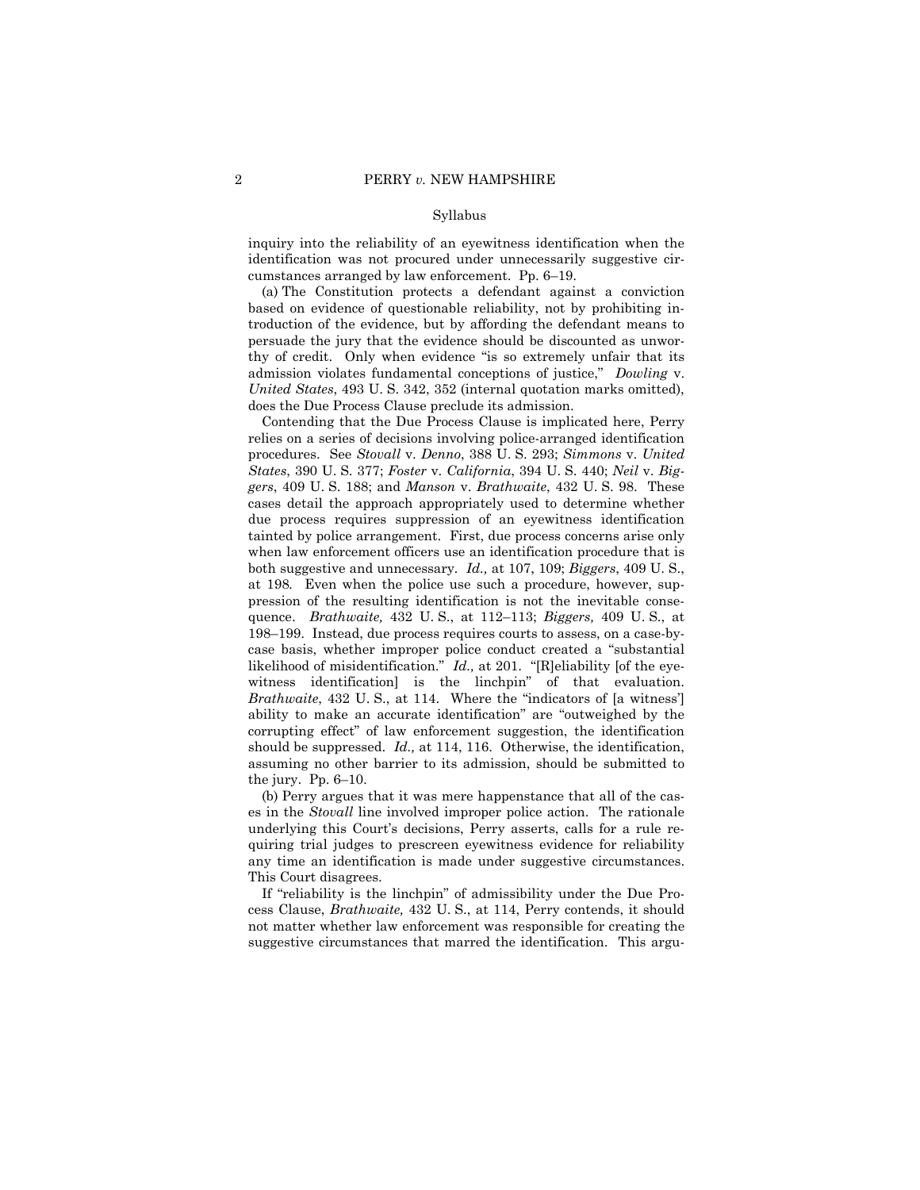Syllabus

inquiry into the reliability of an eyewitness identification when the identification was not procured under unnecessarily suggestive circumstances arranged by law enforcement. Pp. 6–19.

(a) The Constitution protects a defendant against a conviction based on evidence of questionable reliability, not by prohibiting introduction of the evidence, but by affording the defendant means to persuade the jury that the evidence should be discounted as unworthy of credit. Only when evidence "is so extremely unfair that its admission violates fundamental conceptions of justice," *Dowling* v. *United States*, 493 U. S. 342, 352 (internal quotation marks omitted), does the Due Process Clause preclude its admission.

Contending that the Due Process Clause is implicated here, Perry relies on a series of decisions involving police-arranged identification procedures. See *Stovall* v. *Denno*, 388 U. S. 293; *Simmons* v. *United States*, 390 U. S. 377; *Foster* v. *California*, 394 U. S. 440; *Neil* v. *Biggers*, 409 U. S. 188; and *Manson* v. *Brathwaite*, 432 U. S. 98. These cases detail the approach appropriately used to determine whether due process requires suppression of an eyewitness identification tainted by police arrangement. First, due process concerns arise only when law enforcement officers use an identification procedure that is both suggestive and unnecessary. *Id.,* at 107, 109; *Biggers*, 409 U. S., at 198. Even when the police use such a procedure, however, suppression of the resulting identification is not the inevitable consequence. *Brathwaite,* 432 U. S., at 112–113; *Biggers,* 409 U. S., at 198–199. Instead, due process requires courts to assess, on a case-by-case basis, whether improper police conduct created a "substantial likelihood of misidentification." *Id.,* at 201. "[R]eliability [of the eyewitness identification] is the linchpin" of that evaluation. *Brathwaite*, 432 U. S., at 114. Where the "indicators of [a witness'] ability to make an accurate identification" are "outweighed by the corrupting effect" of law enforcement suggestion, the identification should be suppressed. *Id.,* at 114, 116. Otherwise, the identification, assuming no other barrier to its admission, should be submitted to the jury. Pp. 6–10.

(b) Perry argues that it was mere happenstance that all of the cases in the *Stovall* line involved improper police action. The rationale underlying this Court's decisions, Perry asserts, calls for a rule requiring trial judges to prescreen eyewitness evidence for reliability any time an identification is made under suggestive circumstances. This Court disagrees.

If "reliability is the linchpin" of admissibility under the Due Process Clause, *Brathwaite,* 432 U. S., at 114, Perry contends, it should not matter whether law enforcement was responsible for creating the suggestive circumstances that marred the identification. This argu-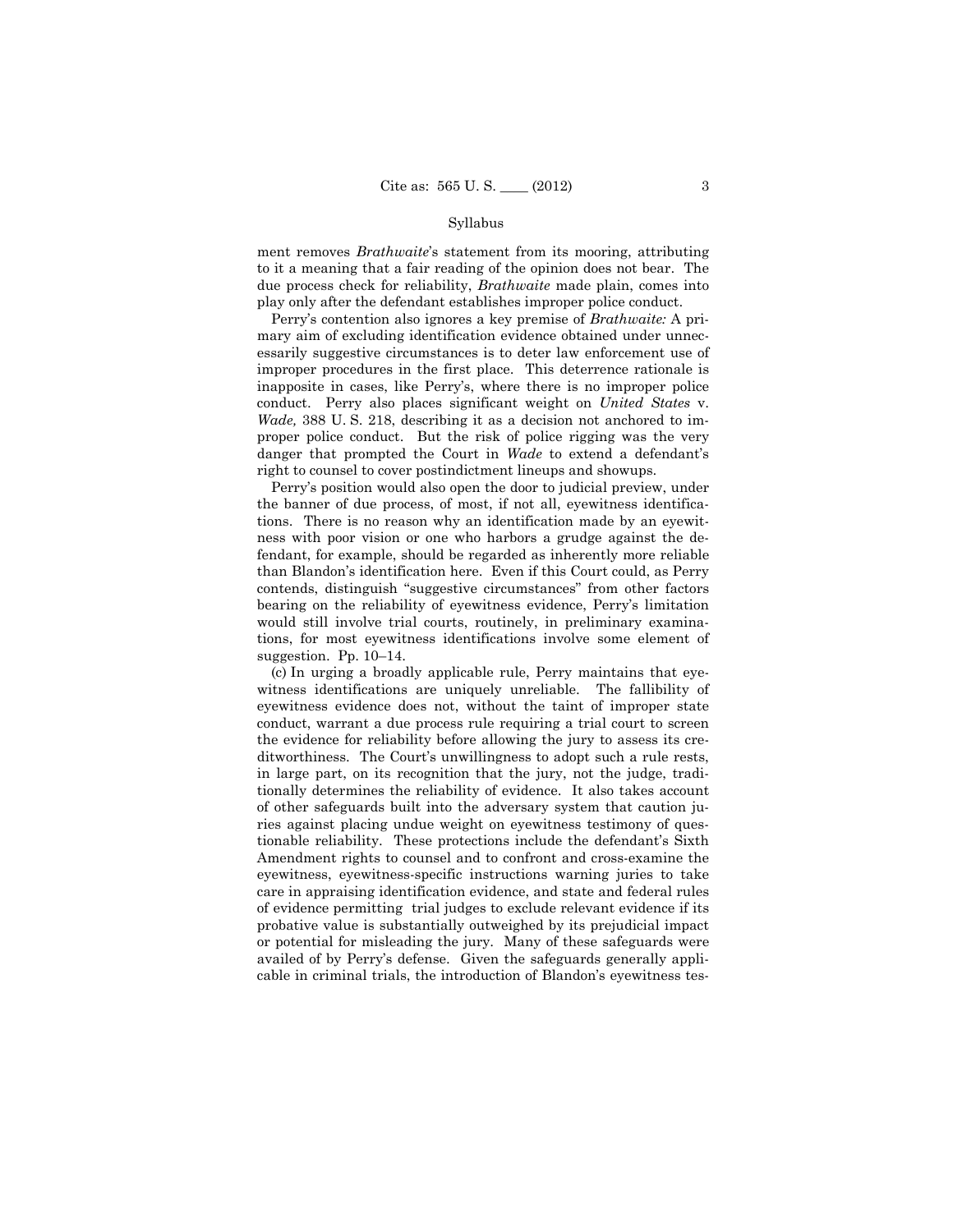ment removes *Brathwaite*'s statement from its mooring, attributing to it a meaning that a fair reading of the opinion does not bear. The due process check for reliability, *Brathwaite* made plain, comes into play only after the defendant establishes improper police conduct.

Perry's contention also ignores a key premise of *Brathwaite:* A primary aim of excluding identification evidence obtained under unnecessarily suggestive circumstances is to deter law enforcement use of improper procedures in the first place. This deterrence rationale is inapposite in cases, like Perry's, where there is no improper police conduct. Perry also places significant weight on *United States* v. *Wade,* 388 U. S. 218, describing it as a decision not anchored to improper police conduct. But the risk of police rigging was the very danger that prompted the Court in *Wade* to extend a defendant's right to counsel to cover postindictment lineups and showups.

Perry's position would also open the door to judicial preview, under the banner of due process, of most, if not all, eyewitness identifications. There is no reason why an identification made by an eyewitness with poor vision or one who harbors a grudge against the defendant, for example, should be regarded as inherently more reliable than Blandon's identification here. Even if this Court could, as Perry contends, distinguish "suggestive circumstances" from other factors bearing on the reliability of eyewitness evidence, Perry's limitation would still involve trial courts, routinely, in preliminary examinations, for most eyewitness identifications involve some element of suggestion. Pp. 10–14.

(c) In urging a broadly applicable rule, Perry maintains that eyewitness identifications are uniquely unreliable. The fallibility of eyewitness evidence does not, without the taint of improper state conduct, warrant a due process rule requiring a trial court to screen the evidence for reliability before allowing the jury to assess its creditworthiness. The Court's unwillingness to adopt such a rule rests, in large part, on its recognition that the jury, not the judge, traditionally determines the reliability of evidence. It also takes account of other safeguards built into the adversary system that caution juries against placing undue weight on eyewitness testimony of questionable reliability. These protections include the defendant's Sixth Amendment rights to counsel and to confront and cross-examine the eyewitness, eyewitness-specific instructions warning juries to take care in appraising identification evidence, and state and federal rules of evidence permitting trial judges to exclude relevant evidence if its probative value is substantially outweighed by its prejudicial impact or potential for misleading the jury. Many of these safeguards were availed of by Perry's defense. Given the safeguards generally applicable in criminal trials, the introduction of Blandon's eyewitness tes-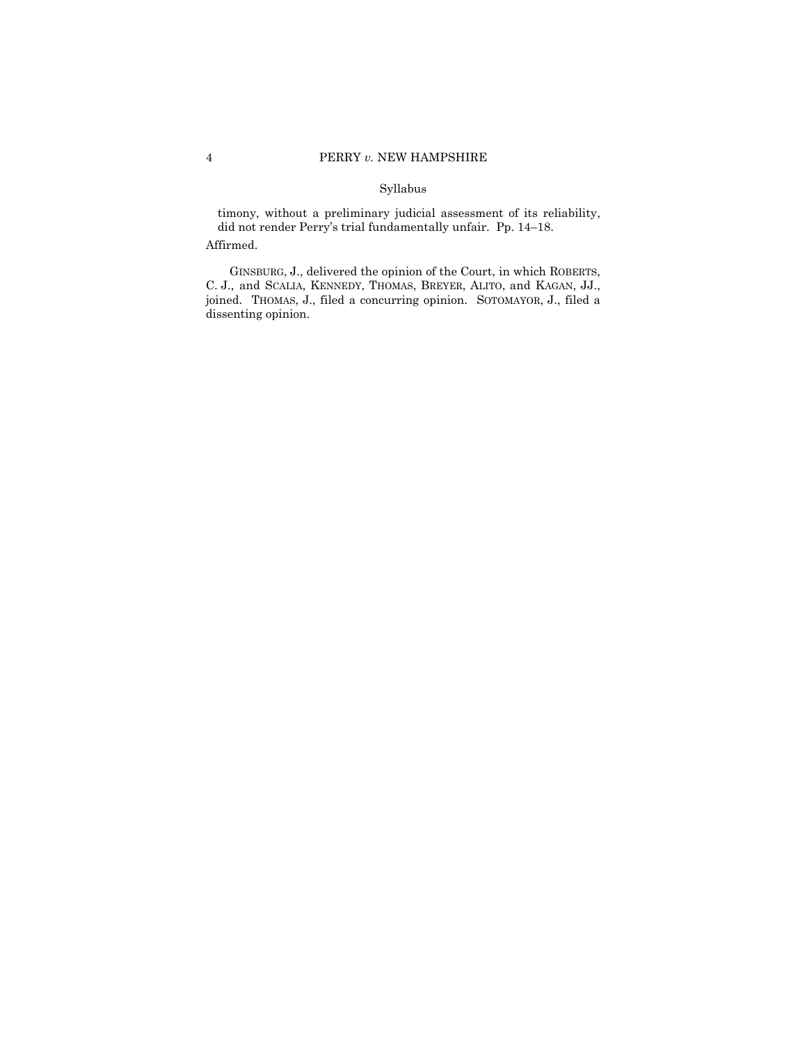Syllabus

timony, without a preliminary judicial assessment of its reliability, did not render Perry's trial fundamentally unfair. Pp. 14–18.

Affirmed.

GINSBURG, J., delivered the opinion of the Court, in which ROBERTS, C. J., and SCALIA, KENNEDY, THOMAS, BREYER, ALITO, and KAGAN, JJ., joined. THOMAS, J., filed a concurring opinion. SOTOMAYOR, J., filed a dissenting opinion.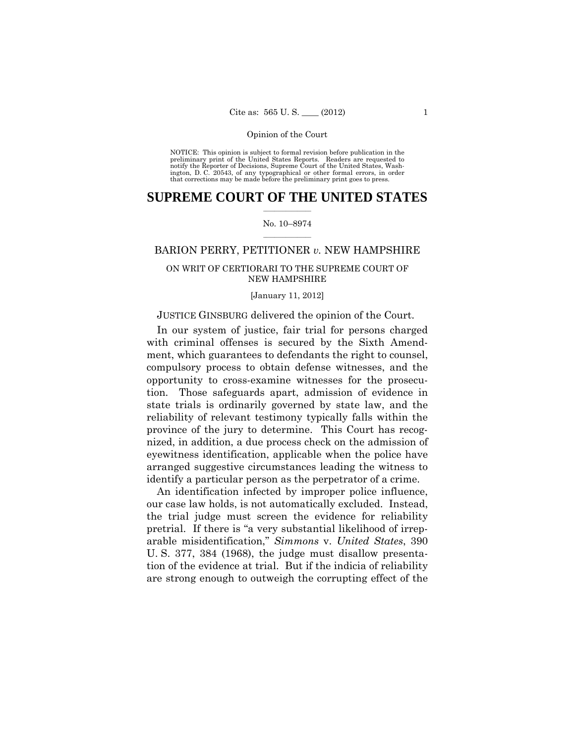NOTICE: This opinion is subject to formal revision before publication in the preliminary print of the United States Reports. Readers are requested to notify the Reporter of Decisions, Supreme Court of the United States, Washington, D. C. 20543, of any typographical or other formal errors, in order that corrections may be made before the preliminary print goes to press.

# SUPREME COURT OF THE UNITED STATES

No. 10–8974

BARION PERRY, PETITIONER *v.* NEW HAMPSHIRE

ON WRIT OF CERTIORARI TO THE SUPREME COURT OF NEW HAMPSHIRE

[January 11, 2012]

JUSTICE GINSBURG delivered the opinion of the Court.

In our system of justice, fair trial for persons charged with criminal offenses is secured by the Sixth Amendment, which guarantees to defendants the right to counsel, compulsory process to obtain defense witnesses, and the opportunity to cross-examine witnesses for the prosecution. Those safeguards apart, admission of evidence in state trials is ordinarily governed by state law, and the reliability of relevant testimony typically falls within the province of the jury to determine. This Court has recognized, in addition, a due process check on the admission of eyewitness identification, applicable when the police have arranged suggestive circumstances leading the witness to identify a particular person as the perpetrator of a crime.

An identification infected by improper police influence, our case law holds, is not automatically excluded. Instead, the trial judge must screen the evidence for reliability pretrial. If there is "a very substantial likelihood of irreparable misidentification," *Simmons* v. *United States*, 390 U. S. 377, 384 (1968), the judge must disallow presentation of the evidence at trial. But if the indicia of reliability are strong enough to outweigh the corrupting effect of the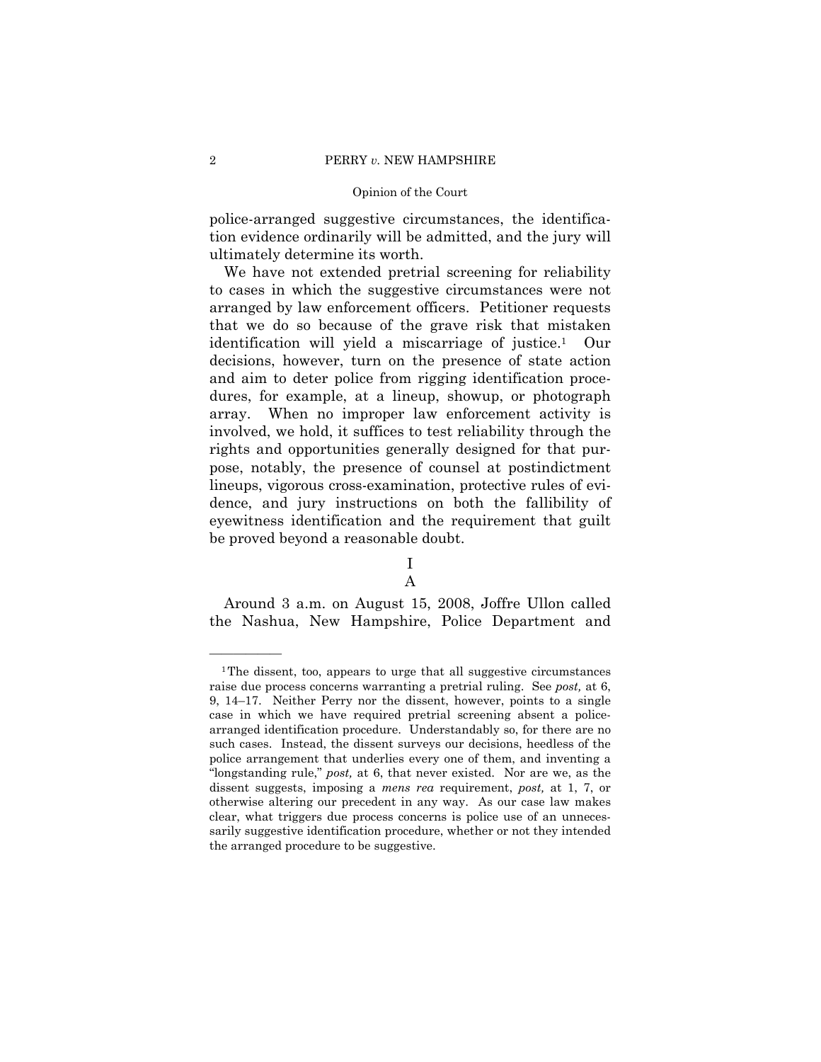police-arranged suggestive circumstances, the identification evidence ordinarily will be admitted, and the jury will ultimately determine its worth.

We have not extended pretrial screening for reliability to cases in which the suggestive circumstances were not arranged by law enforcement officers. Petitioner requests that we do so because of the grave risk that mistaken identification will yield a miscarriage of justice.[1] Our decisions, however, turn on the presence of state action and aim to deter police from rigging identification procedures, for example, at a lineup, showup, or photograph array. When no improper law enforcement activity is involved, we hold, it suffices to test reliability through the rights and opportunities generally designed for that purpose, notably, the presence of counsel at postindictment lineups, vigorous cross-examination, protective rules of evidence, and jury instructions on both the fallibility of eyewitness identification and the requirement that guilt be proved beyond a reasonable doubt.

# I

## A

Around 3 a.m. on August 15, 2008, Joffre Ullon called the Nashua, New Hampshire, Police Department and

---

[1] The dissent, too, appears to urge that all suggestive circumstances raise due process concerns warranting a pretrial ruling. See *post,* at 6, 9, 14–17. Neither Perry nor the dissent, however, points to a single case in which we have required pretrial screening absent a police-arranged identification procedure. Understandably so, for there are no such cases. Instead, the dissent surveys our decisions, heedless of the police arrangement that underlies every one of them, and inventing a "longstanding rule," *post,* at 6, that never existed. Nor are we, as the dissent suggests, imposing a *mens rea* requirement, *post,* at 1, 7, or otherwise altering our precedent in any way. As our case law makes clear, what triggers due process concerns is police use of an unnecessarily suggestive identification procedure, whether or not they intended the arranged procedure to be suggestive.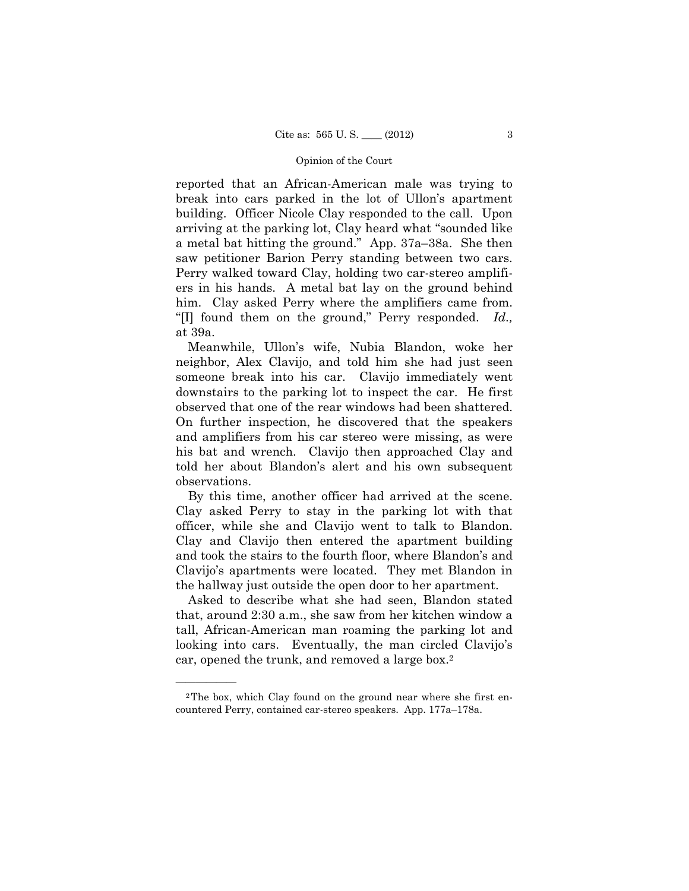reported that an African-American male was trying to break into cars parked in the lot of Ullon's apartment building. Officer Nicole Clay responded to the call. Upon arriving at the parking lot, Clay heard what "sounded like a metal bat hitting the ground." App. 37a–38a. She then saw petitioner Barion Perry standing between two cars. Perry walked toward Clay, holding two car-stereo amplifiers in his hands. A metal bat lay on the ground behind him. Clay asked Perry where the amplifiers came from. "[I] found them on the ground," Perry responded. *Id.,* at 39a.

Meanwhile, Ullon's wife, Nubia Blandon, woke her neighbor, Alex Clavijo, and told him she had just seen someone break into his car. Clavijo immediately went downstairs to the parking lot to inspect the car. He first observed that one of the rear windows had been shattered. On further inspection, he discovered that the speakers and amplifiers from his car stereo were missing, as were his bat and wrench. Clavijo then approached Clay and told her about Blandon's alert and his own subsequent observations.

By this time, another officer had arrived at the scene. Clay asked Perry to stay in the parking lot with that officer, while she and Clavijo went to talk to Blandon. Clay and Clavijo then entered the apartment building and took the stairs to the fourth floor, where Blandon's and Clavijo's apartments were located. They met Blandon in the hallway just outside the open door to her apartment.

Asked to describe what she had seen, Blandon stated that, around 2:30 a.m., she saw from her kitchen window a tall, African-American man roaming the parking lot and looking into cars. Eventually, the man circled Clavijo's car, opened the trunk, and removed a large box.[2]

---

[2] The box, which Clay found on the ground near where she first encountered Perry, contained car-stereo speakers. App. 177a–178a.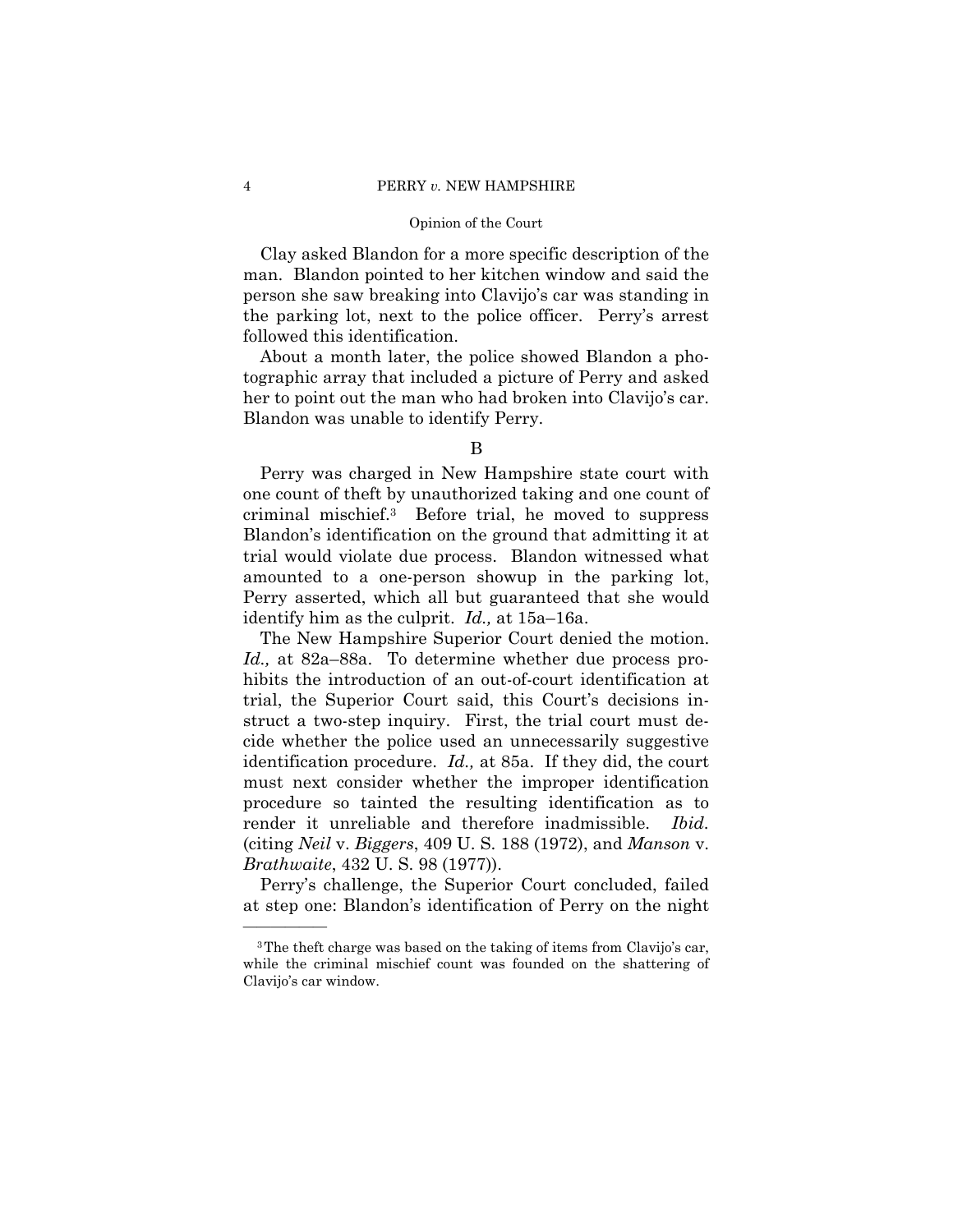Clay asked Blandon for a more specific description of the man. Blandon pointed to her kitchen window and said the person she saw breaking into Clavijo's car was standing in the parking lot, next to the police officer. Perry's arrest followed this identification.

About a month later, the police showed Blandon a photographic array that included a picture of Perry and asked her to point out the man who had broken into Clavijo's car. Blandon was unable to identify Perry.

B

Perry was charged in New Hampshire state court with one count of theft by unauthorized taking and one count of criminal mischief.[3] Before trial, he moved to suppress Blandon's identification on the ground that admitting it at trial would violate due process. Blandon witnessed what amounted to a one-person showup in the parking lot, Perry asserted, which all but guaranteed that she would identify him as the culprit. *Id.,* at 15a–16a.

The New Hampshire Superior Court denied the motion. *Id.,* at 82a–88a. To determine whether due process prohibits the introduction of an out-of-court identification at trial, the Superior Court said, this Court's decisions instruct a two-step inquiry. First, the trial court must decide whether the police used an unnecessarily suggestive identification procedure. *Id.,* at 85a. If they did, the court must next consider whether the improper identification procedure so tainted the resulting identification as to render it unreliable and therefore inadmissible. *Ibid.* (citing *Neil* v. *Biggers*, 409 U. S. 188 (1972), and *Manson* v. *Brathwaite*, 432 U. S. 98 (1977)).

Perry's challenge, the Superior Court concluded, failed at step one: Blandon's identification of Perry on the night

---

[3] The theft charge was based on the taking of items from Clavijo's car, while the criminal mischief count was founded on the shattering of Clavijo's car window.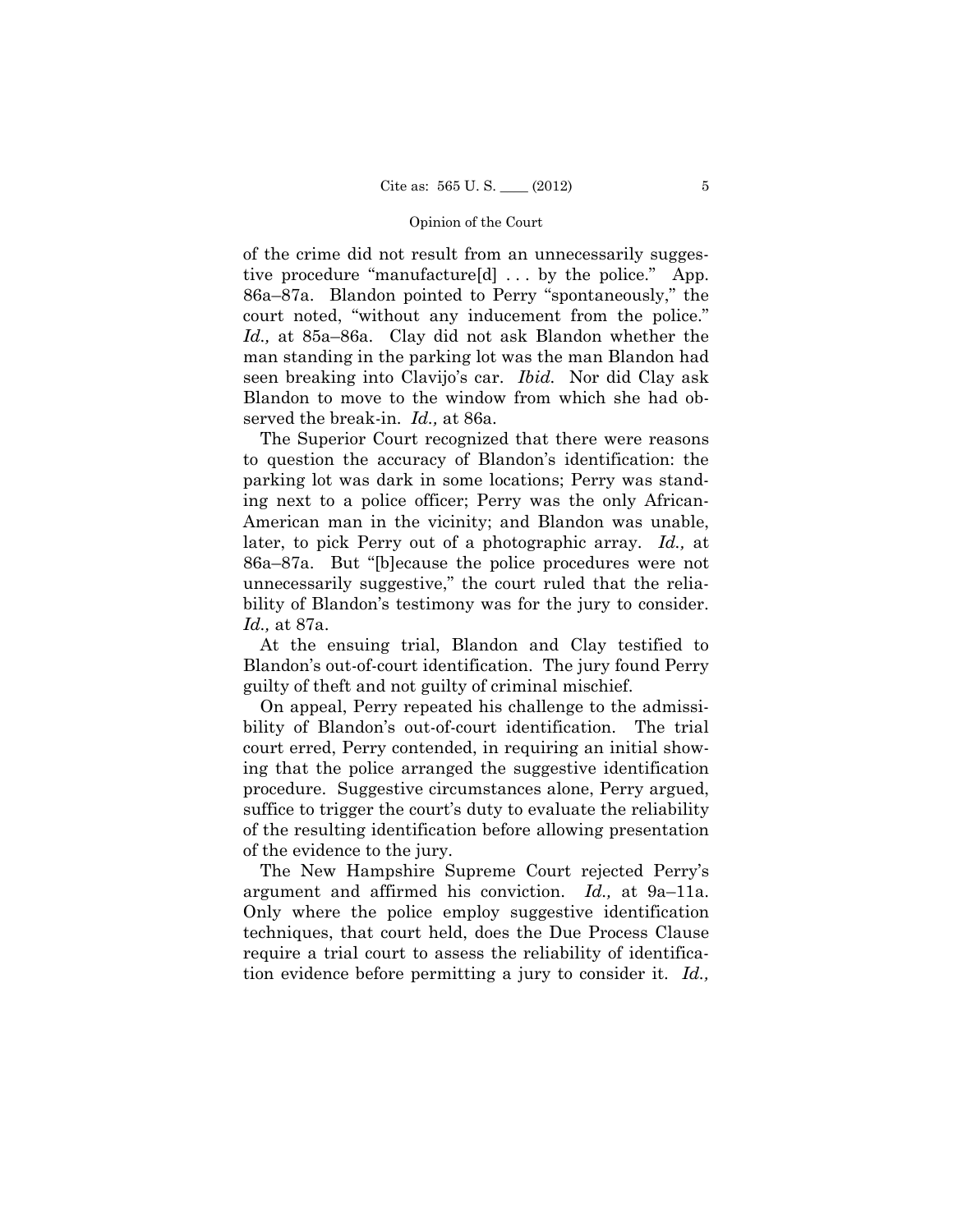of the crime did not result from an unnecessarily suggestive procedure "manufacture[d] . . . by the police." App. 86a–87a. Blandon pointed to Perry "spontaneously," the court noted, "without any inducement from the police." *Id.,* at 85a–86a. Clay did not ask Blandon whether the man standing in the parking lot was the man Blandon had seen breaking into Clavijo's car. *Ibid.* Nor did Clay ask Blandon to move to the window from which she had observed the break-in. *Id.,* at 86a.

The Superior Court recognized that there were reasons to question the accuracy of Blandon's identification: the parking lot was dark in some locations; Perry was standing next to a police officer; Perry was the only African-American man in the vicinity; and Blandon was unable, later, to pick Perry out of a photographic array. *Id.,* at 86a–87a. But "[b]ecause the police procedures were not unnecessarily suggestive," the court ruled that the reliability of Blandon's testimony was for the jury to consider. *Id.,* at 87a.

At the ensuing trial, Blandon and Clay testified to Blandon's out-of-court identification. The jury found Perry guilty of theft and not guilty of criminal mischief.

On appeal, Perry repeated his challenge to the admissibility of Blandon's out-of-court identification. The trial court erred, Perry contended, in requiring an initial showing that the police arranged the suggestive identification procedure. Suggestive circumstances alone, Perry argued, suffice to trigger the court's duty to evaluate the reliability of the resulting identification before allowing presentation of the evidence to the jury.

The New Hampshire Supreme Court rejected Perry's argument and affirmed his conviction. *Id.,* at 9a–11a. Only where the police employ suggestive identification techniques, that court held, does the Due Process Clause require a trial court to assess the reliability of identification evidence before permitting a jury to consider it. *Id.,*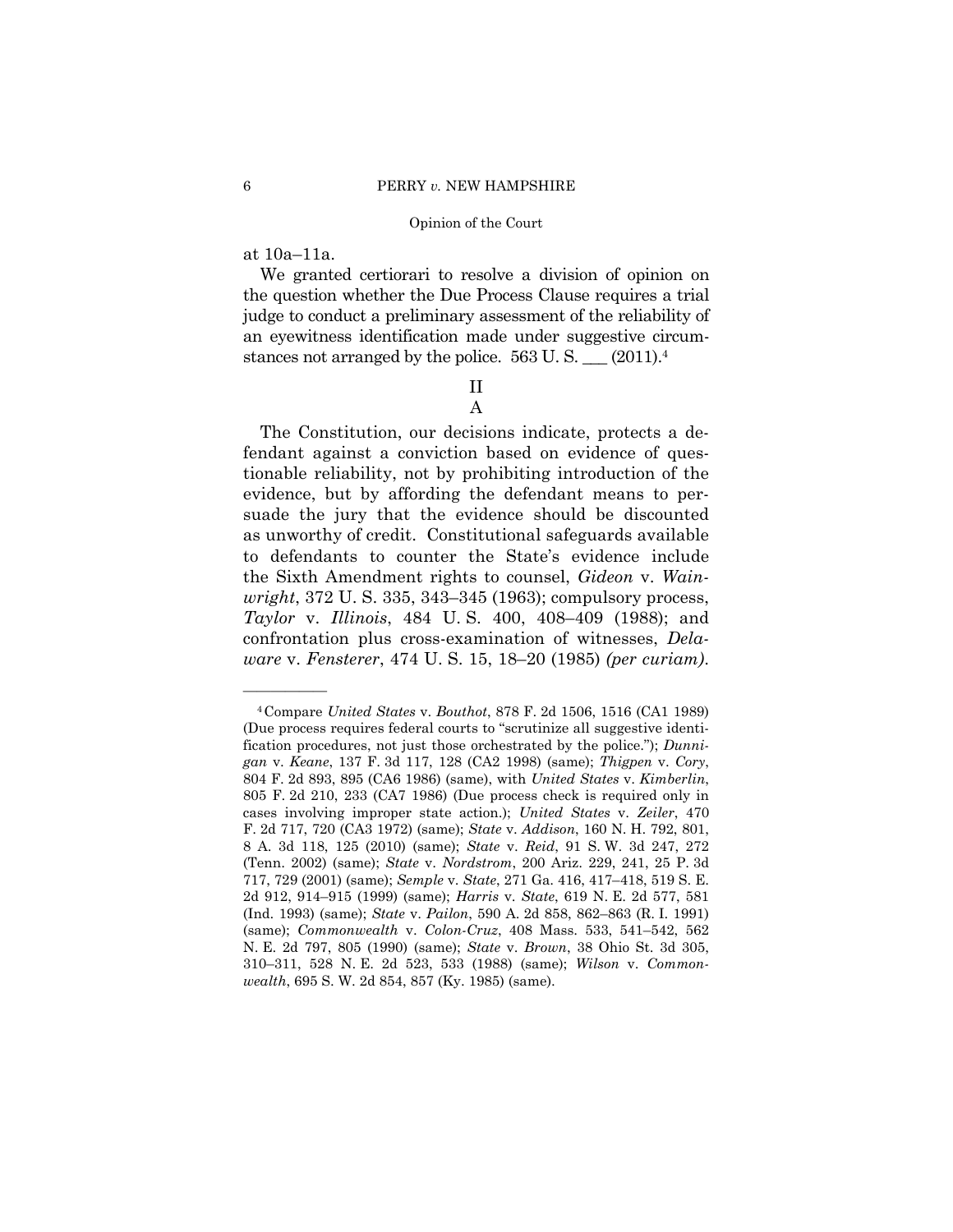at 10a–11a.

We granted certiorari to resolve a division of opinion on the question whether the Due Process Clause requires a trial judge to conduct a preliminary assessment of the reliability of an eyewitness identification made under suggestive circumstances not arranged by the police. 563 U. S. ___ (2011).[4]

## II

### A

The Constitution, our decisions indicate, protects a defendant against a conviction based on evidence of questionable reliability, not by prohibiting introduction of the evidence, but by affording the defendant means to persuade the jury that the evidence should be discounted as unworthy of credit. Constitutional safeguards available to defendants to counter the State's evidence include the Sixth Amendment rights to counsel, *Gideon* v. *Wainwright*, 372 U. S. 335, 343–345 (1963); compulsory process, *Taylor* v. *Illinois*, 484 U. S. 400, 408–409 (1988); and confrontation plus cross-examination of witnesses, *Delaware* v. *Fensterer*, 474 U. S. 15, 18–20 (1985) *(per curiam)*.

---

[4] Compare *United States* v. *Bouthot*, 878 F. 2d 1506, 1516 (CA1 1989) (Due process requires federal courts to "scrutinize all suggestive identification procedures, not just those orchestrated by the police."); *Dunnigan* v. *Keane*, 137 F. 3d 117, 128 (CA2 1998) (same); *Thigpen* v. *Cory*, 804 F. 2d 893, 895 (CA6 1986) (same), with *United States* v. *Kimberlin*, 805 F. 2d 210, 233 (CA7 1986) (Due process check is required only in cases involving improper state action.); *United States* v. *Zeiler*, 470 F. 2d 717, 720 (CA3 1972) (same); *State* v. *Addison*, 160 N. H. 792, 801, 8 A. 3d 118, 125 (2010) (same); *State* v. *Reid*, 91 S. W. 3d 247, 272 (Tenn. 2002) (same); *State* v. *Nordstrom*, 200 Ariz. 229, 241, 25 P. 3d 717, 729 (2001) (same); *Semple* v. *State*, 271 Ga. 416, 417–418, 519 S. E. 2d 912, 914–915 (1999) (same); *Harris* v. *State*, 619 N. E. 2d 577, 581 (Ind. 1993) (same); *State* v. *Pailon*, 590 A. 2d 858, 862–863 (R. I. 1991) (same); *Commonwealth* v. *Colon-Cruz*, 408 Mass. 533, 541–542, 562 N. E. 2d 797, 805 (1990) (same); *State* v. *Brown*, 38 Ohio St. 3d 305, 310–311, 528 N. E. 2d 523, 533 (1988) (same); *Wilson* v. *Commonwealth*, 695 S. W. 2d 854, 857 (Ky. 1985) (same).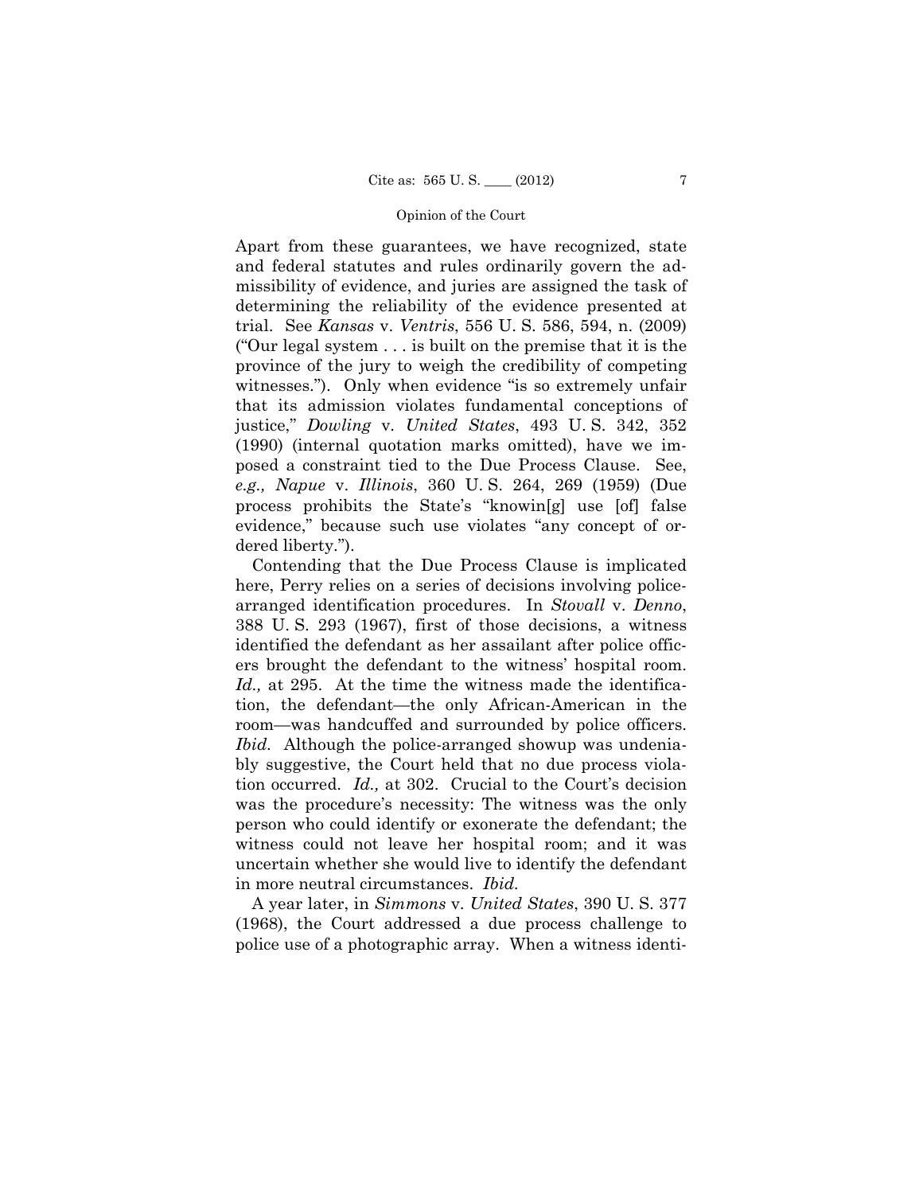Apart from these guarantees, we have recognized, state and federal statutes and rules ordinarily govern the admissibility of evidence, and juries are assigned the task of determining the reliability of the evidence presented at trial. See *Kansas* v. *Ventris*, 556 U. S. 586, 594, n. (2009) ("Our legal system . . . is built on the premise that it is the province of the jury to weigh the credibility of competing witnesses."). Only when evidence "is so extremely unfair that its admission violates fundamental conceptions of justice," *Dowling* v. *United States*, 493 U. S. 342, 352 (1990) (internal quotation marks omitted), have we imposed a constraint tied to the Due Process Clause. See, *e.g., Napue* v. *Illinois*, 360 U. S. 264, 269 (1959) (Due process prohibits the State's "knowin[g] use [of] false evidence," because such use violates "any concept of ordered liberty.").

Contending that the Due Process Clause is implicated here, Perry relies on a series of decisions involving police-arranged identification procedures. In *Stovall* v. *Denno*, 388 U. S. 293 (1967), first of those decisions, a witness identified the defendant as her assailant after police officers brought the defendant to the witness' hospital room. *Id.,* at 295. At the time the witness made the identification, the defendant—the only African-American in the room—was handcuffed and surrounded by police officers. *Ibid.* Although the police-arranged showup was undeniably suggestive, the Court held that no due process violation occurred. *Id.,* at 302. Crucial to the Court's decision was the procedure's necessity: The witness was the only person who could identify or exonerate the defendant; the witness could not leave her hospital room; and it was uncertain whether she would live to identify the defendant in more neutral circumstances. *Ibid.*

A year later, in *Simmons* v. *United States*, 390 U. S. 377 (1968), the Court addressed a due process challenge to police use of a photographic array. When a witness identi-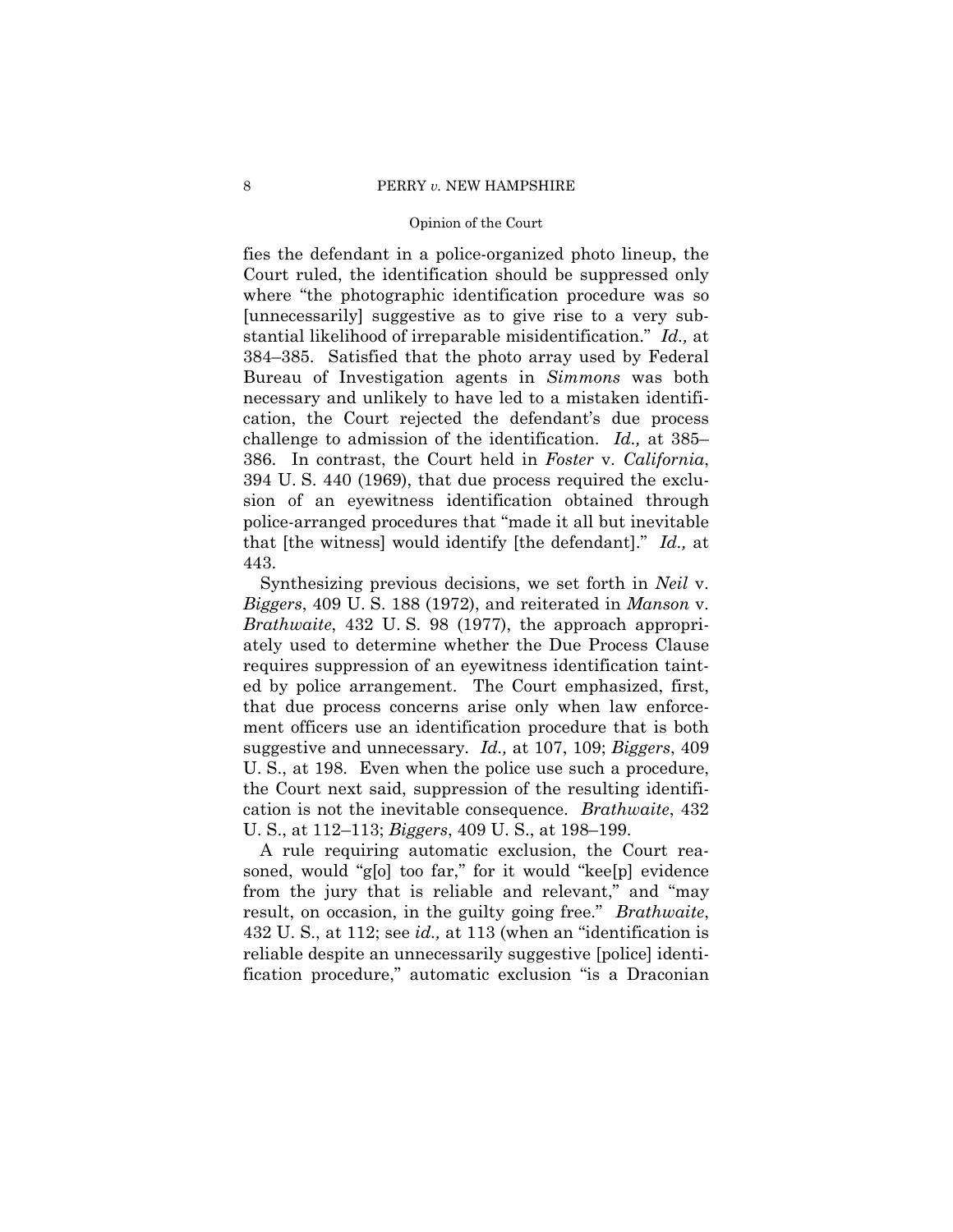fies the defendant in a police-organized photo lineup, the Court ruled, the identification should be suppressed only where "the photographic identification procedure was so [unnecessarily] suggestive as to give rise to a very substantial likelihood of irreparable misidentification." *Id.,* at 384–385. Satisfied that the photo array used by Federal Bureau of Investigation agents in *Simmons* was both necessary and unlikely to have led to a mistaken identification, the Court rejected the defendant's due process challenge to admission of the identification. *Id.,* at 385–386. In contrast, the Court held in *Foster* v. *California*, 394 U. S. 440 (1969), that due process required the exclusion of an eyewitness identification obtained through police-arranged procedures that "made it all but inevitable that [the witness] would identify [the defendant]." *Id.,* at 443.

Synthesizing previous decisions, we set forth in *Neil* v. *Biggers*, 409 U. S. 188 (1972), and reiterated in *Manson* v. *Brathwaite*, 432 U. S. 98 (1977), the approach appropriately used to determine whether the Due Process Clause requires suppression of an eyewitness identification tainted by police arrangement. The Court emphasized, first, that due process concerns arise only when law enforcement officers use an identification procedure that is both suggestive and unnecessary. *Id.,* at 107, 109; *Biggers*, 409 U. S., at 198. Even when the police use such a procedure, the Court next said, suppression of the resulting identification is not the inevitable consequence. *Brathwaite*, 432 U. S., at 112–113; *Biggers*, 409 U. S., at 198–199.

A rule requiring automatic exclusion, the Court reasoned, would "g[o] too far," for it would "kee[p] evidence from the jury that is reliable and relevant," and "may result, on occasion, in the guilty going free." *Brathwaite*, 432 U. S., at 112; see *id.,* at 113 (when an "identification is reliable despite an unnecessarily suggestive [police] identification procedure," automatic exclusion "is a Draconian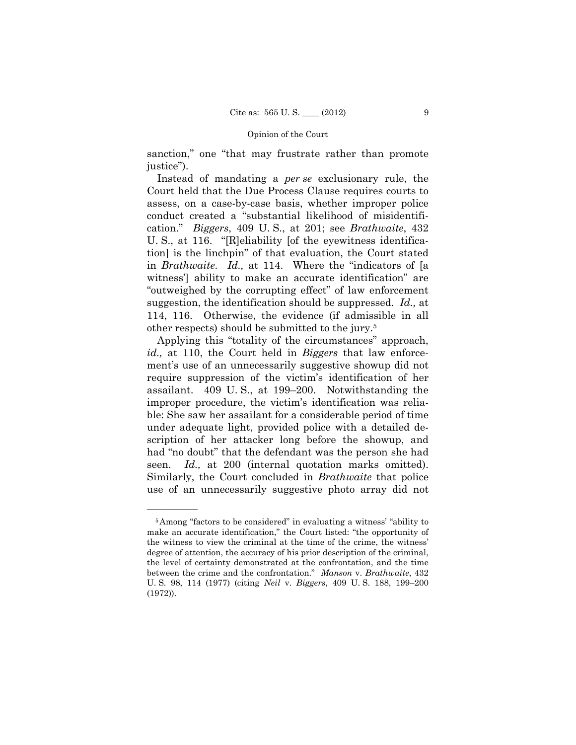sanction," one "that may frustrate rather than promote justice").

Instead of mandating a *per se* exclusionary rule, the Court held that the Due Process Clause requires courts to assess, on a case-by-case basis, whether improper police conduct created a "substantial likelihood of misidentification." *Biggers*, 409 U. S., at 201; see *Brathwaite*, 432 U. S., at 116. "[R]eliability [of the eyewitness identification] is the linchpin" of that evaluation, the Court stated in *Brathwaite*. *Id.,* at 114. Where the "indicators of [a witness'] ability to make an accurate identification" are "outweighed by the corrupting effect" of law enforcement suggestion, the identification should be suppressed. *Id.,* at 114, 116. Otherwise, the evidence (if admissible in all other respects) should be submitted to the jury.[5]

Applying this "totality of the circumstances" approach, *id.,* at 110, the Court held in *Biggers* that law enforcement's use of an unnecessarily suggestive showup did not require suppression of the victim's identification of her assailant. 409 U. S., at 199–200. Notwithstanding the improper procedure, the victim's identification was reliable: She saw her assailant for a considerable period of time under adequate light, provided police with a detailed description of her attacker long before the showup, and had "no doubt" that the defendant was the person she had seen. *Id.,* at 200 (internal quotation marks omitted). Similarly, the Court concluded in *Brathwaite* that police use of an unnecessarily suggestive photo array did not

---

[5] Among "factors to be considered" in evaluating a witness' "ability to make an accurate identification," the Court listed: "the opportunity of the witness to view the criminal at the time of the crime, the witness' degree of attention, the accuracy of his prior description of the criminal, the level of certainty demonstrated at the confrontation, and the time between the crime and the confrontation." *Manson* v. *Brathwaite*, 432 U. S. 98, 114 (1977) (citing *Neil* v. *Biggers*, 409 U. S. 188, 199–200 (1972)).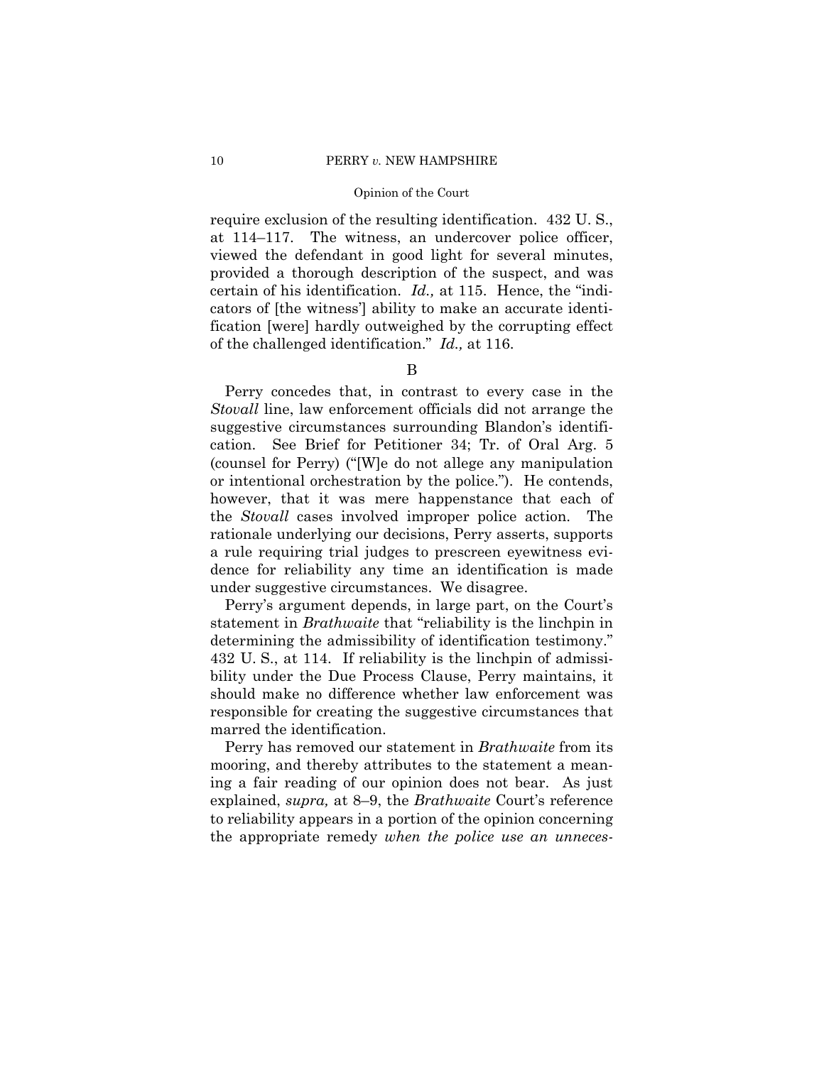require exclusion of the resulting identification. 432 U. S., at 114–117. The witness, an undercover police officer, viewed the defendant in good light for several minutes, provided a thorough description of the suspect, and was certain of his identification. *Id.,* at 115. Hence, the "indicators of [the witness'] ability to make an accurate identification [were] hardly outweighed by the corrupting effect of the challenged identification." *Id.,* at 116.

B

Perry concedes that, in contrast to every case in the *Stovall* line, law enforcement officials did not arrange the suggestive circumstances surrounding Blandon's identification. See Brief for Petitioner 34; Tr. of Oral Arg. 5 (counsel for Perry) ("[W]e do not allege any manipulation or intentional orchestration by the police."). He contends, however, that it was mere happenstance that each of the *Stovall* cases involved improper police action. The rationale underlying our decisions, Perry asserts, supports a rule requiring trial judges to prescreen eyewitness evidence for reliability any time an identification is made under suggestive circumstances. We disagree.

Perry's argument depends, in large part, on the Court's statement in *Brathwaite* that "reliability is the linchpin in determining the admissibility of identification testimony." 432 U. S., at 114. If reliability is the linchpin of admissibility under the Due Process Clause, Perry maintains, it should make no difference whether law enforcement was responsible for creating the suggestive circumstances that marred the identification.

Perry has removed our statement in *Brathwaite* from its mooring, and thereby attributes to the statement a meaning a fair reading of our opinion does not bear. As just explained, *supra,* at 8–9, the *Brathwaite* Court's reference to reliability appears in a portion of the opinion concerning the appropriate remedy *when the police use an unneces-*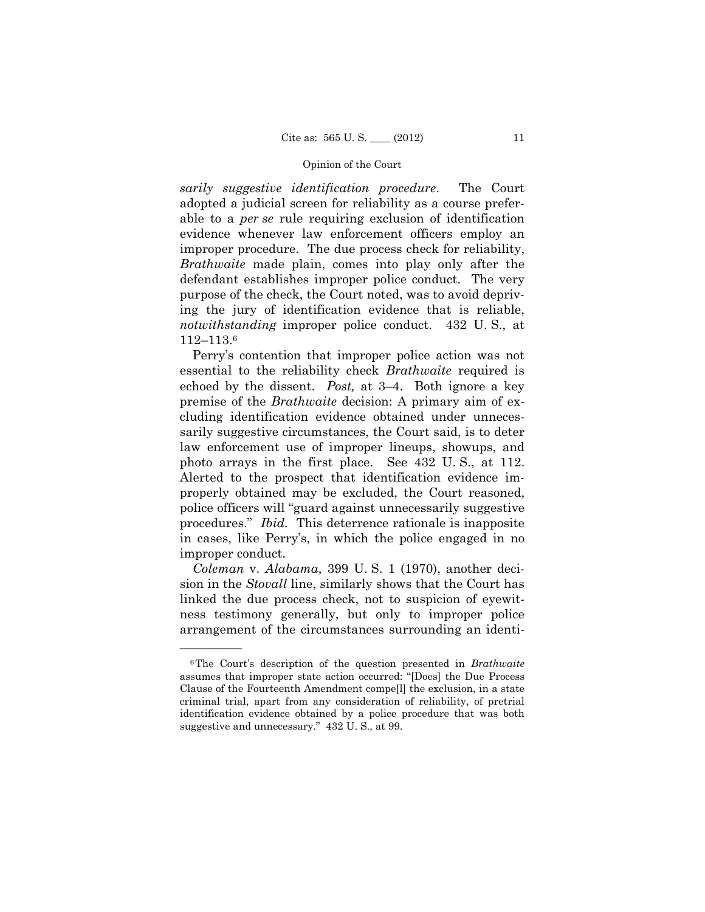*sarily suggestive identification procedure*. The Court adopted a judicial screen for reliability as a course preferable to a *per se* rule requiring exclusion of identification evidence whenever law enforcement officers employ an improper procedure. The due process check for reliability, *Brathwaite* made plain, comes into play only after the defendant establishes improper police conduct. The very purpose of the check, the Court noted, was to avoid depriving the jury of identification evidence that is reliable, *notwithstanding* improper police conduct. 432 U. S., at 112–113.[6]

Perry's contention that improper police action was not essential to the reliability check *Brathwaite* required is echoed by the dissent. *Post,* at 3–4. Both ignore a key premise of the *Brathwaite* decision: A primary aim of excluding identification evidence obtained under unnecessarily suggestive circumstances, the Court said, is to deter law enforcement use of improper lineups, showups, and photo arrays in the first place. See 432 U. S., at 112. Alerted to the prospect that identification evidence improperly obtained may be excluded, the Court reasoned, police officers will "guard against unnecessarily suggestive procedures." *Ibid.* This deterrence rationale is inapposite in cases, like Perry's, in which the police engaged in no improper conduct.

*Coleman* v. *Alabama*, 399 U. S. 1 (1970), another decision in the *Stovall* line, similarly shows that the Court has linked the due process check, not to suspicion of eyewitness testimony generally, but only to improper police arrangement of the circumstances surrounding an identi-

---

[6] The Court's description of the question presented in *Brathwaite* assumes that improper state action occurred: "[Does] the Due Process Clause of the Fourteenth Amendment compe[l] the exclusion, in a state criminal trial, apart from any consideration of reliability, of pretrial identification evidence obtained by a police procedure that was both suggestive and unnecessary." 432 U. S., at 99.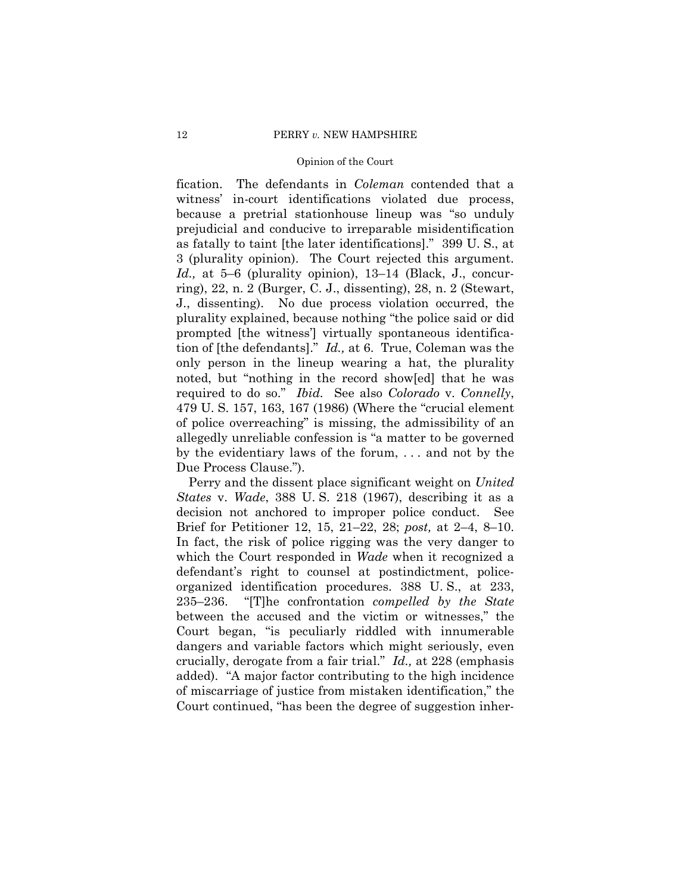fication. The defendants in *Coleman* contended that a witness' in-court identifications violated due process, because a pretrial stationhouse lineup was "so unduly prejudicial and conducive to irreparable misidentification as fatally to taint [the later identifications]." 399 U. S., at 3 (plurality opinion). The Court rejected this argument. *Id.,* at 5–6 (plurality opinion), 13–14 (Black, J., concurring), 22, n. 2 (Burger, C. J., dissenting), 28, n. 2 (Stewart, J., dissenting). No due process violation occurred, the plurality explained, because nothing "the police said or did prompted [the witness'] virtually spontaneous identification of [the defendants]." *Id.,* at 6. True, Coleman was the only person in the lineup wearing a hat, the plurality noted, but "nothing in the record show[ed] that he was required to do so." *Ibid.* See also *Colorado* v. *Connelly*, 479 U. S. 157, 163, 167 (1986) (Where the "crucial element of police overreaching" is missing, the admissibility of an allegedly unreliable confession is "a matter to be governed by the evidentiary laws of the forum, . . . and not by the Due Process Clause.").

Perry and the dissent place significant weight on *United States* v. *Wade*, 388 U. S. 218 (1967), describing it as a decision not anchored to improper police conduct. See Brief for Petitioner 12, 15, 21–22, 28; *post,* at 2–4, 8–10. In fact, the risk of police rigging was the very danger to which the Court responded in *Wade* when it recognized a defendant's right to counsel at postindictment, police-organized identification procedures. 388 U. S., at 233, 235–236. "[T]he confrontation *compelled by the State* between the accused and the victim or witnesses," the Court began, "is peculiarly riddled with innumerable dangers and variable factors which might seriously, even crucially, derogate from a fair trial." *Id.,* at 228 (emphasis added). "A major factor contributing to the high incidence of miscarriage of justice from mistaken identification," the Court continued, "has been the degree of suggestion inher-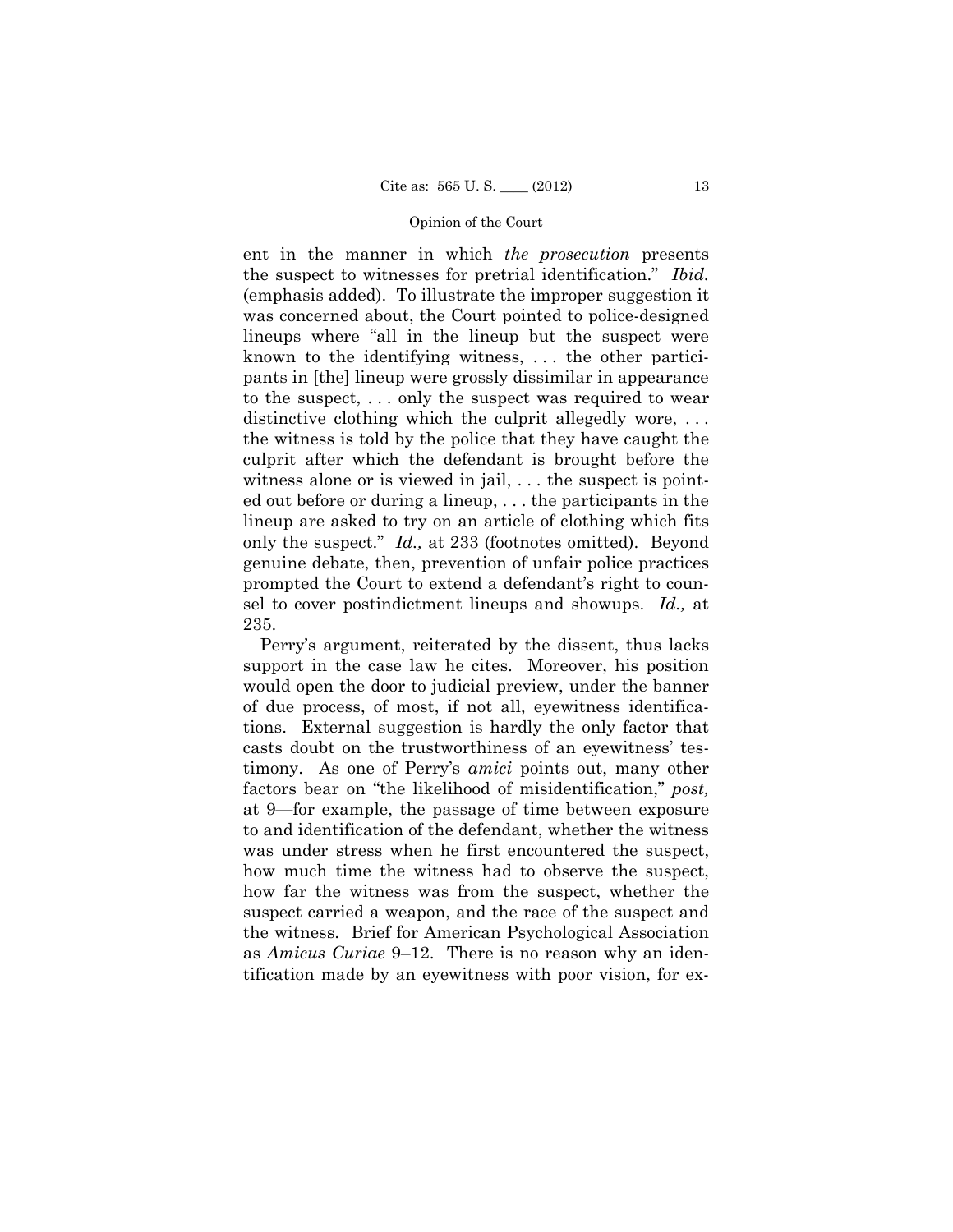ent in the manner in which *the prosecution* presents the suspect to witnesses for pretrial identification." *Ibid.* (emphasis added). To illustrate the improper suggestion it was concerned about, the Court pointed to police-designed lineups where "all in the lineup but the suspect were known to the identifying witness, . . . the other participants in [the] lineup were grossly dissimilar in appearance to the suspect, . . . only the suspect was required to wear distinctive clothing which the culprit allegedly wore, . . . the witness is told by the police that they have caught the culprit after which the defendant is brought before the witness alone or is viewed in jail, . . . the suspect is pointed out before or during a lineup, . . . the participants in the lineup are asked to try on an article of clothing which fits only the suspect." *Id.,* at 233 (footnotes omitted). Beyond genuine debate, then, prevention of unfair police practices prompted the Court to extend a defendant's right to counsel to cover postindictment lineups and showups. *Id.,* at 235.

Perry's argument, reiterated by the dissent, thus lacks support in the case law he cites. Moreover, his position would open the door to judicial preview, under the banner of due process, of most, if not all, eyewitness identifications. External suggestion is hardly the only factor that casts doubt on the trustworthiness of an eyewitness' testimony. As one of Perry's *amici* points out, many other factors bear on "the likelihood of misidentification," *post,* at 9—for example, the passage of time between exposure to and identification of the defendant, whether the witness was under stress when he first encountered the suspect, how much time the witness had to observe the suspect, how far the witness was from the suspect, whether the suspect carried a weapon, and the race of the suspect and the witness. Brief for American Psychological Association as *Amicus Curiae* 9–12. There is no reason why an identification made by an eyewitness with poor vision, for ex-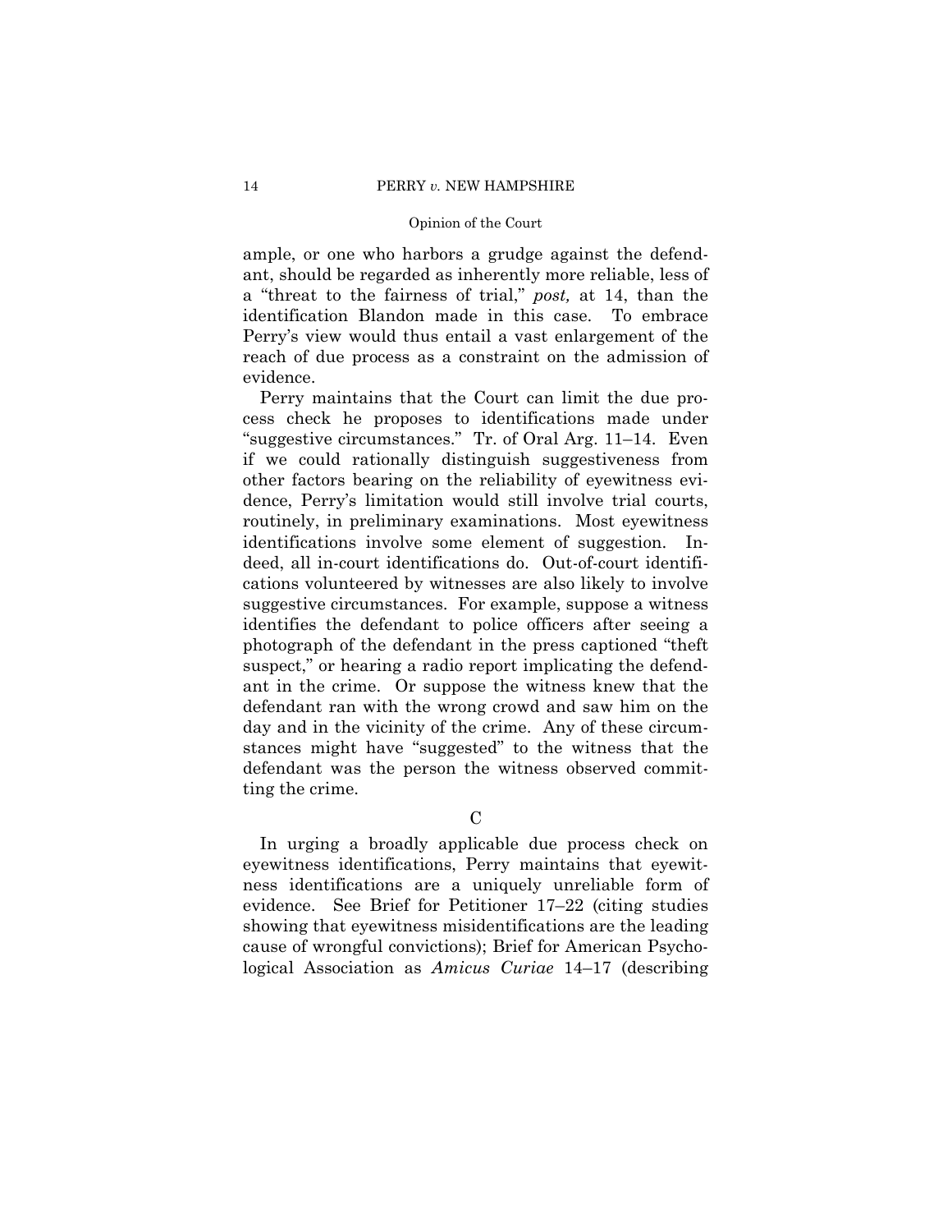ample, or one who harbors a grudge against the defendant, should be regarded as inherently more reliable, less of a "threat to the fairness of trial," *post,* at 14, than the identification Blandon made in this case. To embrace Perry's view would thus entail a vast enlargement of the reach of due process as a constraint on the admission of evidence.

Perry maintains that the Court can limit the due process check he proposes to identifications made under "suggestive circumstances." Tr. of Oral Arg. 11–14. Even if we could rationally distinguish suggestiveness from other factors bearing on the reliability of eyewitness evidence, Perry's limitation would still involve trial courts, routinely, in preliminary examinations. Most eyewitness identifications involve some element of suggestion. Indeed, all in-court identifications do. Out-of-court identifications volunteered by witnesses are also likely to involve suggestive circumstances. For example, suppose a witness identifies the defendant to police officers after seeing a photograph of the defendant in the press captioned "theft suspect," or hearing a radio report implicating the defendant in the crime. Or suppose the witness knew that the defendant ran with the wrong crowd and saw him on the day and in the vicinity of the crime. Any of these circumstances might have "suggested" to the witness that the defendant was the person the witness observed committing the crime.

### C

In urging a broadly applicable due process check on eyewitness identifications, Perry maintains that eyewitness identifications are a uniquely unreliable form of evidence. See Brief for Petitioner 17–22 (citing studies showing that eyewitness misidentifications are the leading cause of wrongful convictions); Brief for American Psychological Association as *Amicus Curiae* 14–17 (describing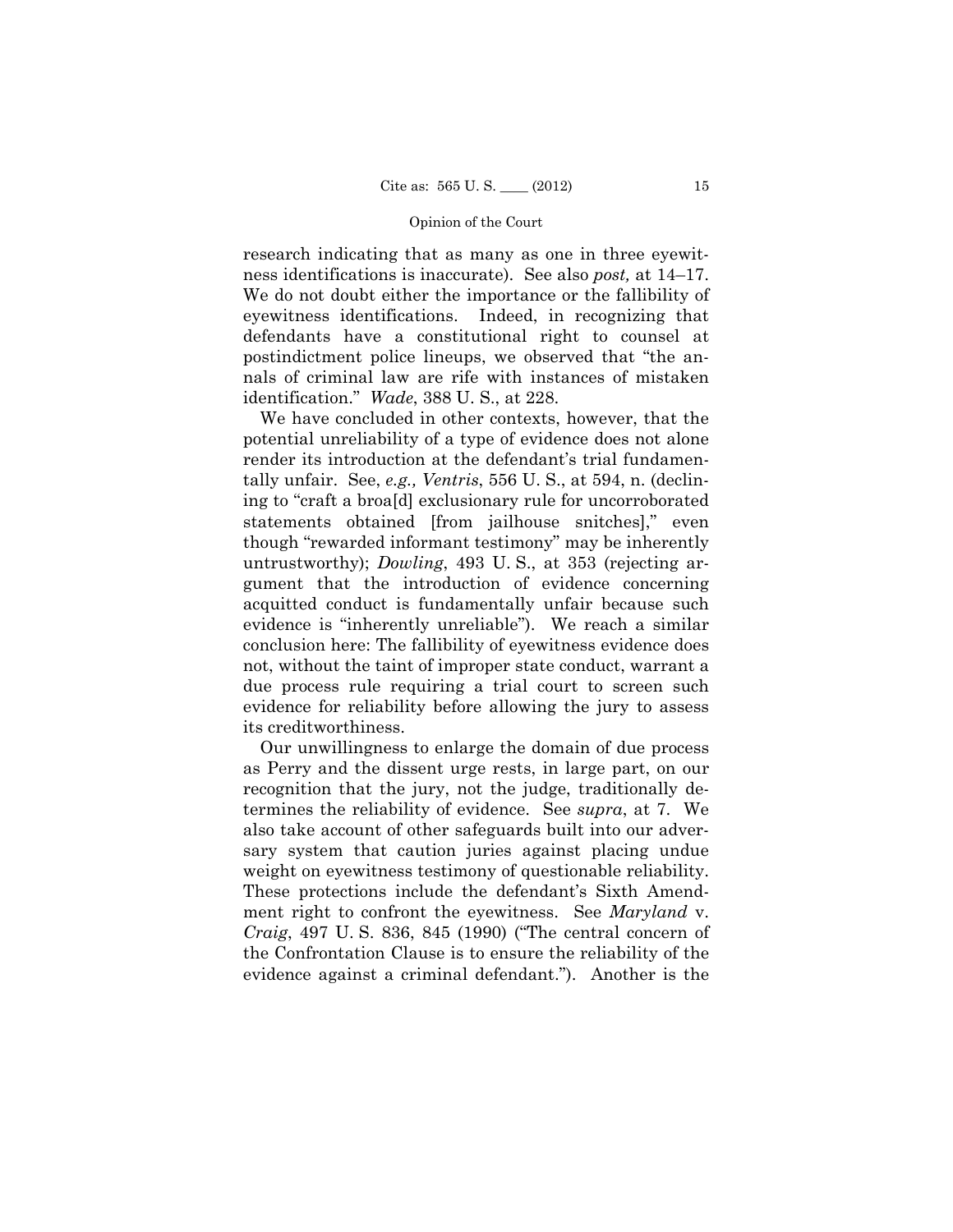research indicating that as many as one in three eyewitness identifications is inaccurate). See also *post,* at 14–17. We do not doubt either the importance or the fallibility of eyewitness identifications. Indeed, in recognizing that defendants have a constitutional right to counsel at postindictment police lineups, we observed that "the annals of criminal law are rife with instances of mistaken identification." *Wade*, 388 U. S., at 228.

We have concluded in other contexts, however, that the potential unreliability of a type of evidence does not alone render its introduction at the defendant's trial fundamentally unfair. See, *e.g., Ventris*, 556 U. S., at 594, n. (declining to "craft a broa[d] exclusionary rule for uncorroborated statements obtained [from jailhouse snitches]," even though "rewarded informant testimony" may be inherently untrustworthy); *Dowling*, 493 U. S., at 353 (rejecting argument that the introduction of evidence concerning acquitted conduct is fundamentally unfair because such evidence is "inherently unreliable"). We reach a similar conclusion here: The fallibility of eyewitness evidence does not, without the taint of improper state conduct, warrant a due process rule requiring a trial court to screen such evidence for reliability before allowing the jury to assess its creditworthiness.

Our unwillingness to enlarge the domain of due process as Perry and the dissent urge rests, in large part, on our recognition that the jury, not the judge, traditionally determines the reliability of evidence. See *supra*, at 7. We also take account of other safeguards built into our adversary system that caution juries against placing undue weight on eyewitness testimony of questionable reliability. These protections include the defendant's Sixth Amendment right to confront the eyewitness. See *Maryland* v. *Craig*, 497 U. S. 836, 845 (1990) ("The central concern of the Confrontation Clause is to ensure the reliability of the evidence against a criminal defendant."). Another is the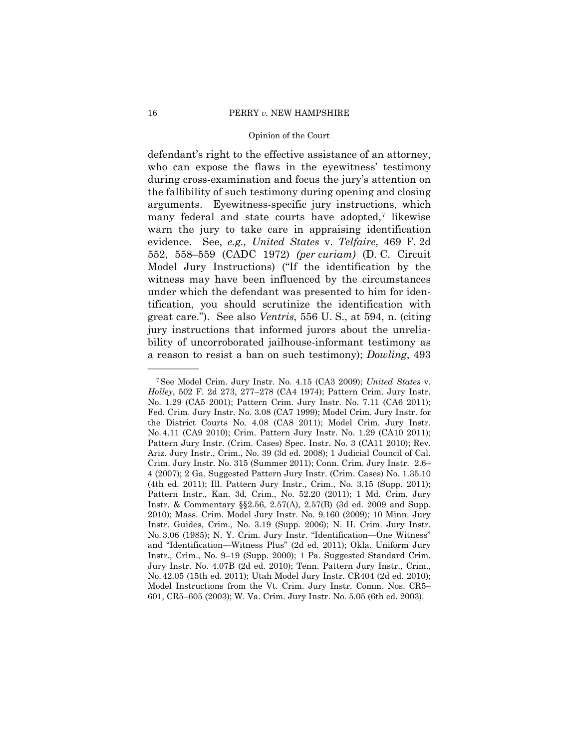defendant's right to the effective assistance of an attorney, who can expose the flaws in the eyewitness' testimony during cross-examination and focus the jury's attention on the fallibility of such testimony during opening and closing arguments. Eyewitness-specific jury instructions, which many federal and state courts have adopted,[7] likewise warn the jury to take care in appraising identification evidence. See, *e.g., United States* v. *Telfaire*, 469 F. 2d 552, 558–559 (CADC 1972) *(per curiam)* (D. C. Circuit Model Jury Instructions) ("If the identification by the witness may have been influenced by the circumstances under which the defendant was presented to him for identification, you should scrutinize the identification with great care."). See also *Ventris*, 556 U. S., at 594, n. (citing jury instructions that informed jurors about the unreliability of uncorroborated jailhouse-informant testimony as a reason to resist a ban on such testimony); *Dowling*, 493

---

[7] See Model Crim. Jury Instr. No. 4.15 (CA3 2009); *United States* v. *Holley*, 502 F. 2d 273, 277–278 (CA4 1974); Pattern Crim. Jury Instr. No. 1.29 (CA5 2001); Pattern Crim. Jury Instr. No. 7.11 (CA6 2011); Fed. Crim. Jury Instr. No. 3.08 (CA7 1999); Model Crim. Jury Instr. for the District Courts No. 4.08 (CA8 2011); Model Crim. Jury Instr. No. 4.11 (CA9 2010); Crim. Pattern Jury Instr. No. 1.29 (CA10 2011); Pattern Jury Instr. (Crim. Cases) Spec. Instr. No. 3 (CA11 2010); Rev. Ariz. Jury Instr., Crim., No. 39 (3d ed. 2008); 1 Judicial Council of Cal. Crim. Jury Instr. No. 315 (Summer 2011); Conn. Crim. Jury Instr. 2.6–4 (2007); 2 Ga. Suggested Pattern Jury Instr. (Crim. Cases) No. 1.35.10 (4th ed. 2011); Ill. Pattern Jury Instr., Crim., No. 3.15 (Supp. 2011); Pattern Instr., Kan. 3d, Crim., No. 52.20 (2011); 1 Md. Crim. Jury Instr. & Commentary §§2.56, 2.57(A), 2.57(B) (3d ed. 2009 and Supp. 2010); Mass. Crim. Model Jury Instr. No. 9.160 (2009); 10 Minn. Jury Instr. Guides, Crim., No. 3.19 (Supp. 2006); N. H. Crim. Jury Instr. No. 3.06 (1985); N. Y. Crim. Jury Instr. "Identification—One Witness" and "Identification—Witness Plus" (2d ed. 2011); Okla. Uniform Jury Instr., Crim., No. 9–19 (Supp. 2000); 1 Pa. Suggested Standard Crim. Jury Instr. No. 4.07B (2d ed. 2010); Tenn. Pattern Jury Instr., Crim., No. 42.05 (15th ed. 2011); Utah Model Jury Instr. CR404 (2d ed. 2010); Model Instructions from the Vt. Crim. Jury Instr. Comm. Nos. CR5–601, CR5–605 (2003); W. Va. Crim. Jury Instr. No. 5.05 (6th ed. 2003).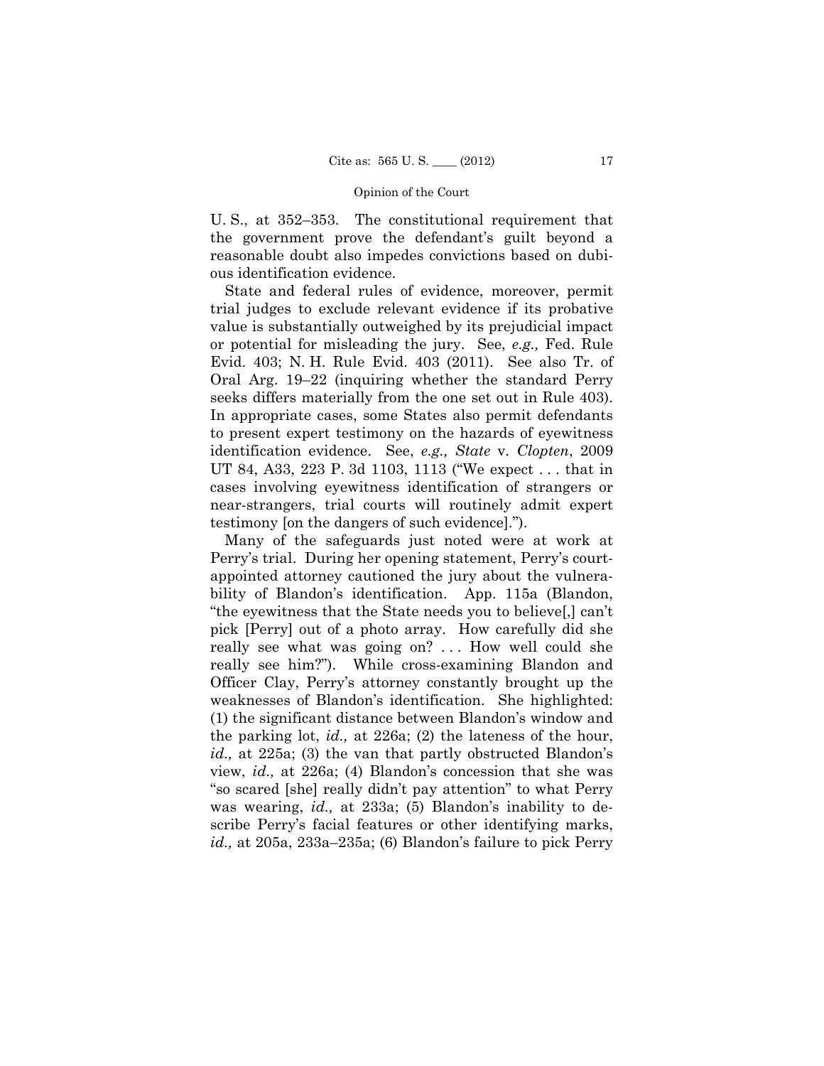U. S., at 352–353. The constitutional requirement that the government prove the defendant's guilt beyond a reasonable doubt also impedes convictions based on dubious identification evidence.

State and federal rules of evidence, moreover, permit trial judges to exclude relevant evidence if its probative value is substantially outweighed by its prejudicial impact or potential for misleading the jury. See, *e.g.,* Fed. Rule Evid. 403; N. H. Rule Evid. 403 (2011). See also Tr. of Oral Arg. 19–22 (inquiring whether the standard Perry seeks differs materially from the one set out in Rule 403). In appropriate cases, some States also permit defendants to present expert testimony on the hazards of eyewitness identification evidence. See, *e.g., State* v. *Clopten*, 2009 UT 84, A33, 223 P. 3d 1103, 1113 ("We expect . . . that in cases involving eyewitness identification of strangers or near-strangers, trial courts will routinely admit expert testimony [on the dangers of such evidence].").

Many of the safeguards just noted were at work at Perry's trial. During her opening statement, Perry's court-appointed attorney cautioned the jury about the vulnerability of Blandon's identification. App. 115a (Blandon, "the eyewitness that the State needs you to believe[,] can't pick [Perry] out of a photo array. How carefully did she really see what was going on? . . . How well could she really see him?"). While cross-examining Blandon and Officer Clay, Perry's attorney constantly brought up the weaknesses of Blandon's identification. She highlighted: (1) the significant distance between Blandon's window and the parking lot, *id.,* at 226a; (2) the lateness of the hour, *id.,* at 225a; (3) the van that partly obstructed Blandon's view, *id.,* at 226a; (4) Blandon's concession that she was "so scared [she] really didn't pay attention" to what Perry was wearing, *id.,* at 233a; (5) Blandon's inability to describe Perry's facial features or other identifying marks, *id.,* at 205a, 233a–235a; (6) Blandon's failure to pick Perry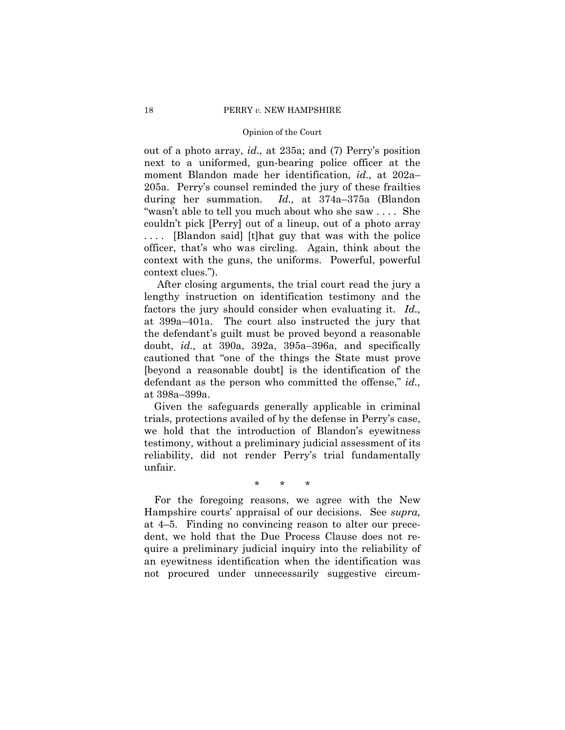out of a photo array, *id.,* at 235a; and (7) Perry's position next to a uniformed, gun-bearing police officer at the moment Blandon made her identification, *id.,* at 202a–205a. Perry's counsel reminded the jury of these frailties during her summation. *Id.,* at 374a–375a (Blandon "wasn't able to tell you much about who she saw . . . . She couldn't pick [Perry] out of a lineup, out of a photo array . . . . [Blandon said] [t]hat guy that was with the police officer, that's who was circling. Again, think about the context with the guns, the uniforms. Powerful, powerful context clues.").

After closing arguments, the trial court read the jury a lengthy instruction on identification testimony and the factors the jury should consider when evaluating it. *Id.,* at 399a–401a. The court also instructed the jury that the defendant's guilt must be proved beyond a reasonable doubt, *id.,* at 390a, 392a, 395a–396a, and specifically cautioned that "one of the things the State must prove [beyond a reasonable doubt] is the identification of the defendant as the person who committed the offense," *id.,* at 398a–399a.

Given the safeguards generally applicable in criminal trials, protections availed of by the defense in Perry's case, we hold that the introduction of Blandon's eyewitness testimony, without a preliminary judicial assessment of its reliability, did not render Perry's trial fundamentally unfair.

\* \* \*

For the foregoing reasons, we agree with the New Hampshire courts' appraisal of our decisions. See *supra,* at 4–5. Finding no convincing reason to alter our precedent, we hold that the Due Process Clause does not require a preliminary judicial inquiry into the reliability of an eyewitness identification when the identification was not procured under unnecessarily suggestive circum-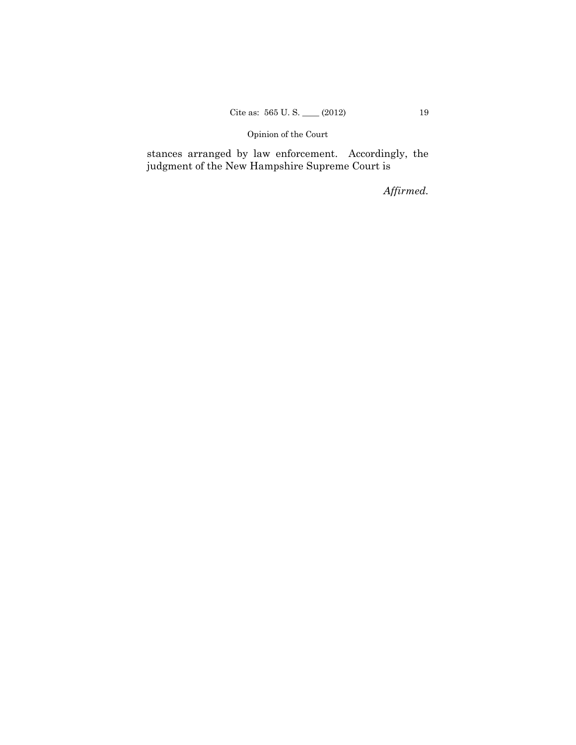stances arranged by law enforcement. Accordingly, the judgment of the New Hampshire Supreme Court is

*Affirmed.*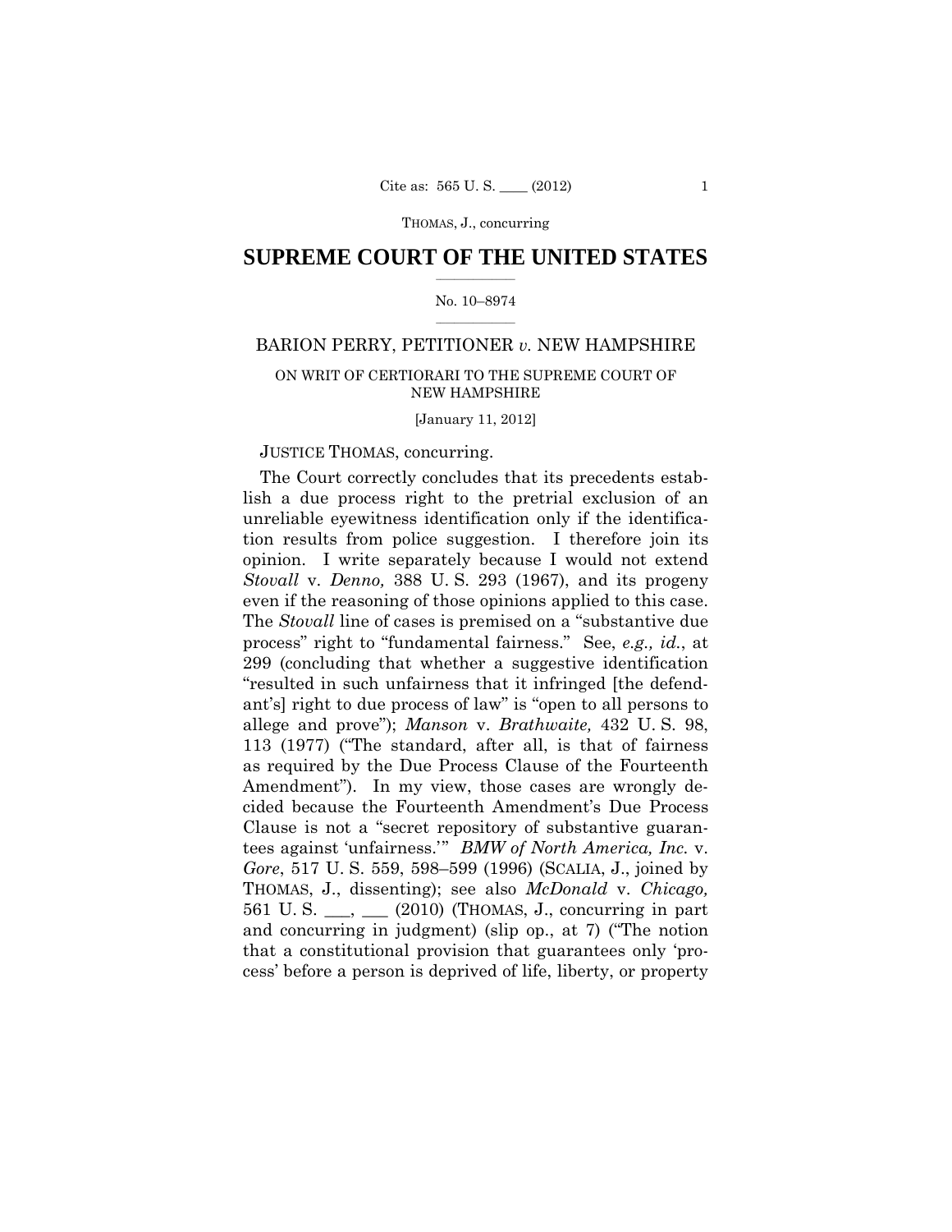## SUPREME COURT OF THE UNITED STATES

No. 10–8974

BARION PERRY, PETITIONER *v.* NEW HAMPSHIRE

ON WRIT OF CERTIORARI TO THE SUPREME COURT OF NEW HAMPSHIRE

[January 11, 2012]

JUSTICE THOMAS, concurring.

The Court correctly concludes that its precedents establish a due process right to the pretrial exclusion of an unreliable eyewitness identification only if the identification results from police suggestion. I therefore join its opinion. I write separately because I would not extend *Stovall* v. *Denno,* 388 U. S. 293 (1967), and its progeny even if the reasoning of those opinions applied to this case. The *Stovall* line of cases is premised on a "substantive due process" right to "fundamental fairness." See, *e.g., id.*, at 299 (concluding that whether a suggestive identification "resulted in such unfairness that it infringed [the defendant's] right to due process of law" is "open to all persons to allege and prove"); *Manson* v. *Brathwaite,* 432 U. S. 98, 113 (1977) ("The standard, after all, is that of fairness as required by the Due Process Clause of the Fourteenth Amendment"). In my view, those cases are wrongly decided because the Fourteenth Amendment's Due Process Clause is not a "secret repository of substantive guarantees against 'unfairness.'" *BMW of North America, Inc.* v. *Gore*, 517 U. S. 559, 598–599 (1996) (SCALIA, J., joined by THOMAS, J., dissenting); see also *McDonald* v. *Chicago,* 561 U. S. ___, ___ (2010) (THOMAS, J., concurring in part and concurring in judgment) (slip op., at 7) ("The notion that a constitutional provision that guarantees only 'process' before a person is deprived of life, liberty, or property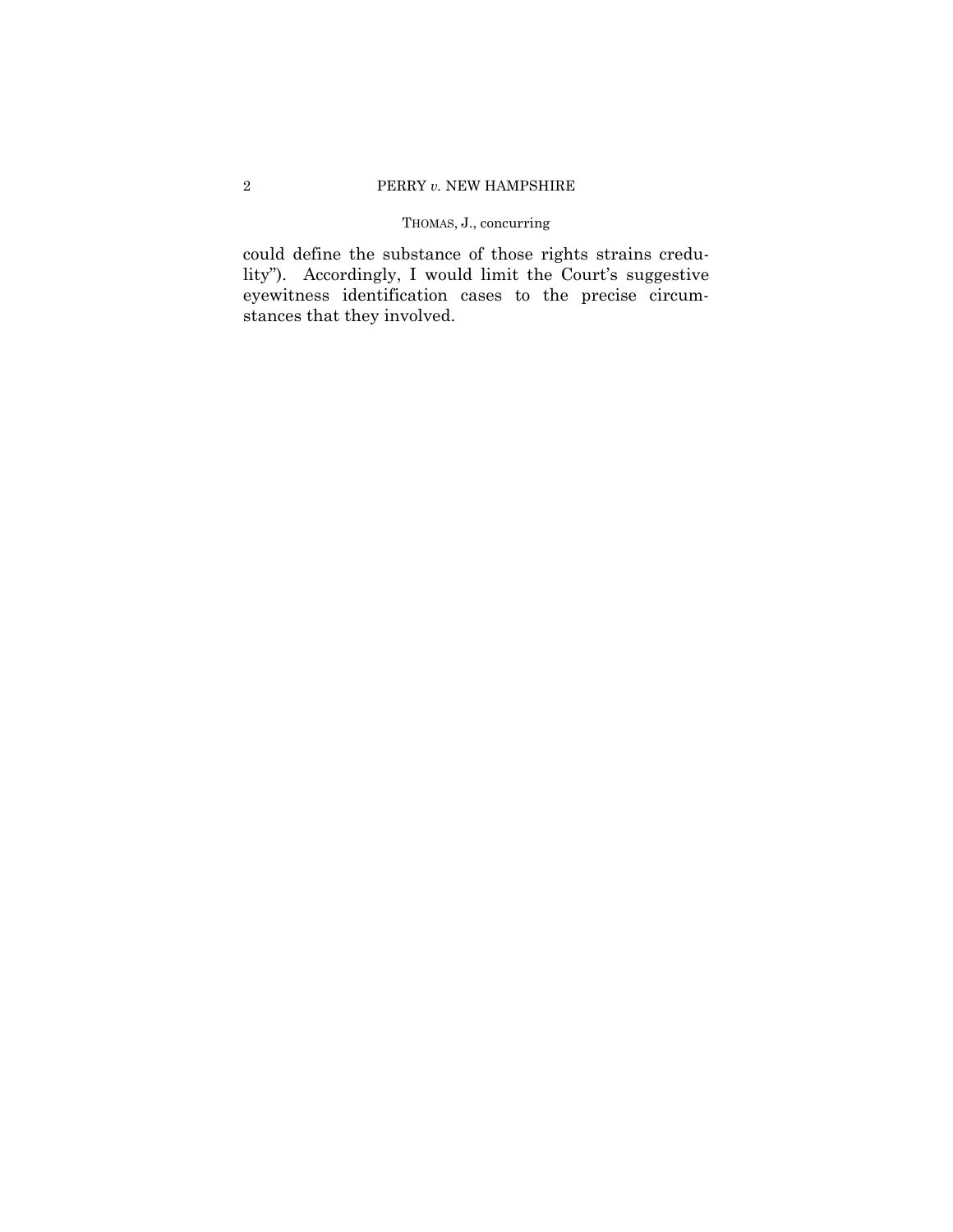could define the substance of those rights strains credulity"). Accordingly, I would limit the Court's suggestive eyewitness identification cases to the precise circumstances that they involved.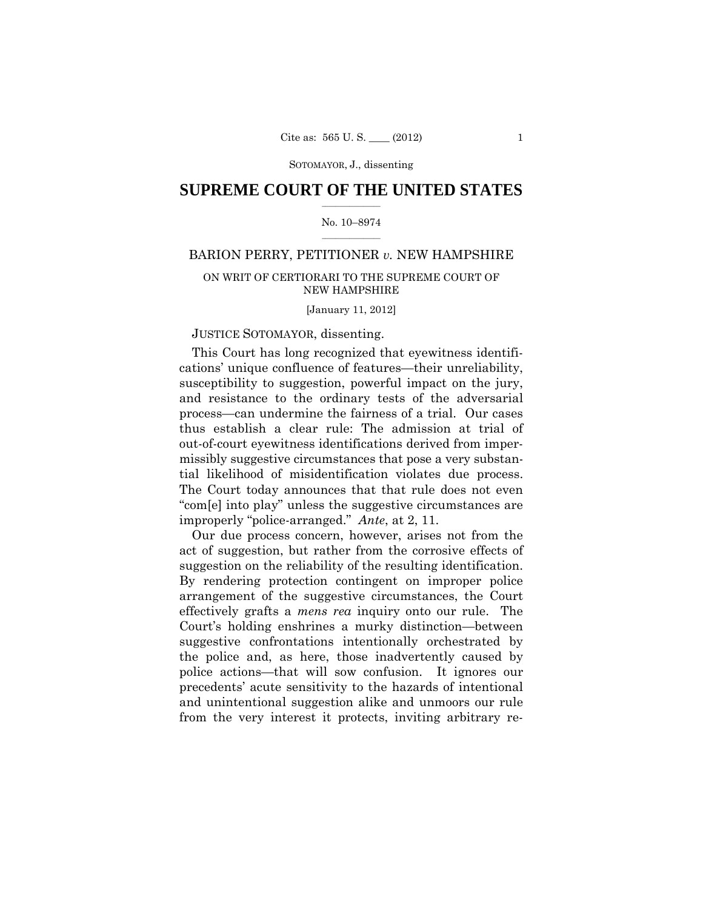SUPREME COURT OF THE UNITED STATES

No. 10–8974

BARION PERRY, PETITIONER *v.* NEW HAMPSHIRE

ON WRIT OF CERTIORARI TO THE SUPREME COURT OF NEW HAMPSHIRE

[January 11, 2012]

JUSTICE SOTOMAYOR, dissenting.

This Court has long recognized that eyewitness identifications' unique confluence of features—their unreliability, susceptibility to suggestion, powerful impact on the jury, and resistance to the ordinary tests of the adversarial process—can undermine the fairness of a trial. Our cases thus establish a clear rule: The admission at trial of out-of-court eyewitness identifications derived from impermissibly suggestive circumstances that pose a very substantial likelihood of misidentification violates due process. The Court today announces that that rule does not even "com[e] into play" unless the suggestive circumstances are improperly "police-arranged." *Ante*, at 2, 11.

Our due process concern, however, arises not from the act of suggestion, but rather from the corrosive effects of suggestion on the reliability of the resulting identification. By rendering protection contingent on improper police arrangement of the suggestive circumstances, the Court effectively grafts a *mens rea* inquiry onto our rule. The Court's holding enshrines a murky distinction—between suggestive confrontations intentionally orchestrated by the police and, as here, those inadvertently caused by police actions—that will sow confusion. It ignores our precedents' acute sensitivity to the hazards of intentional and unintentional suggestion alike and unmoors our rule from the very interest it protects, inviting arbitrary re-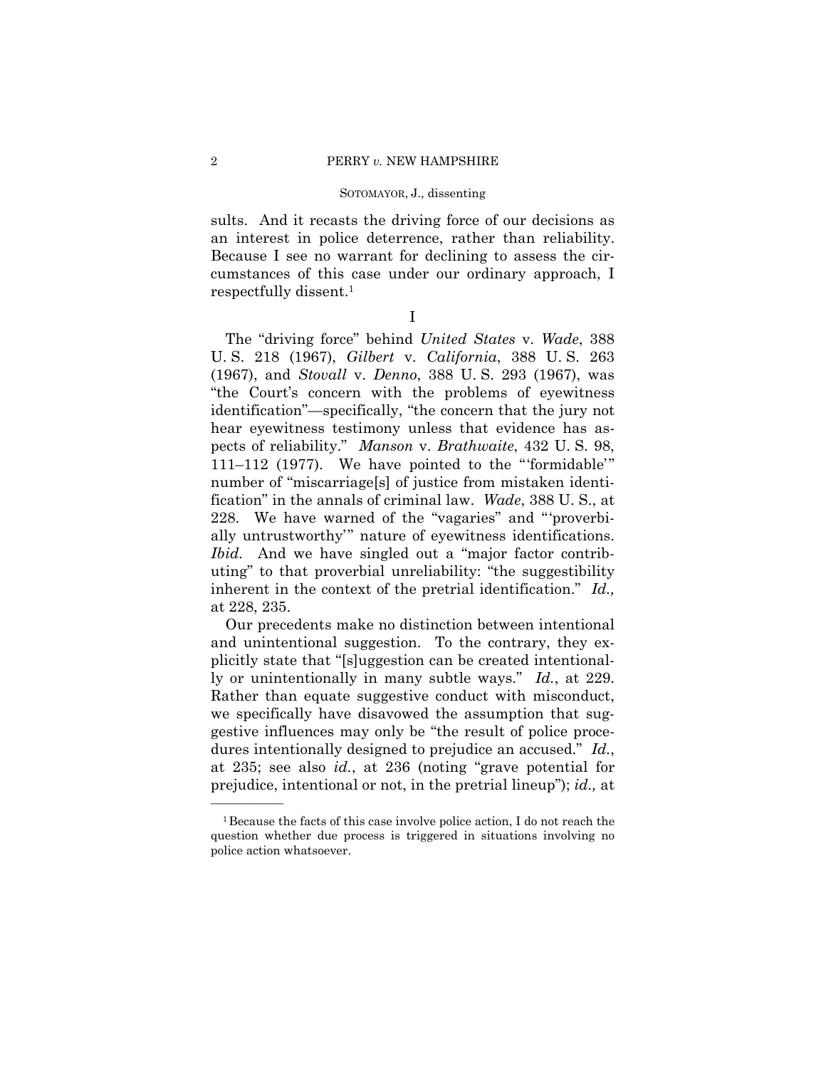sults. And it recasts the driving force of our decisions as an interest in police deterrence, rather than reliability. Because I see no warrant for declining to assess the circumstances of this case under our ordinary approach, I respectfully dissent.[1]

I

The "driving force" behind *United States* v. *Wade*, 388 U. S. 218 (1967), *Gilbert* v. *California*, 388 U. S. 263 (1967), and *Stovall* v. *Denno*, 388 U. S. 293 (1967), was "the Court's concern with the problems of eyewitness identification"—specifically, "the concern that the jury not hear eyewitness testimony unless that evidence has aspects of reliability." *Manson* v. *Brathwaite*, 432 U. S. 98, 111–112 (1977). We have pointed to the "'formidable'" number of "miscarriage[s] of justice from mistaken identification" in the annals of criminal law. *Wade*, 388 U. S., at 228. We have warned of the "vagaries" and "'proverbially untrustworthy'" nature of eyewitness identifications. *Ibid.* And we have singled out a "major factor contributing" to that proverbial unreliability: "the suggestibility inherent in the context of the pretrial identification." *Id.,* at 228, 235.

Our precedents make no distinction between intentional and unintentional suggestion. To the contrary, they explicitly state that "[s]uggestion can be created intentionally or unintentionally in many subtle ways." *Id.*, at 229. Rather than equate suggestive conduct with misconduct, we specifically have disavowed the assumption that suggestive influences may only be "the result of police procedures intentionally designed to prejudice an accused." *Id.*, at 235; see also *id.*, at 236 (noting "grave potential for prejudice, intentional or not, in the pretrial lineup"); *id.,* at

[1] Because the facts of this case involve police action, I do not reach the question whether due process is triggered in situations involving no police action whatsoever.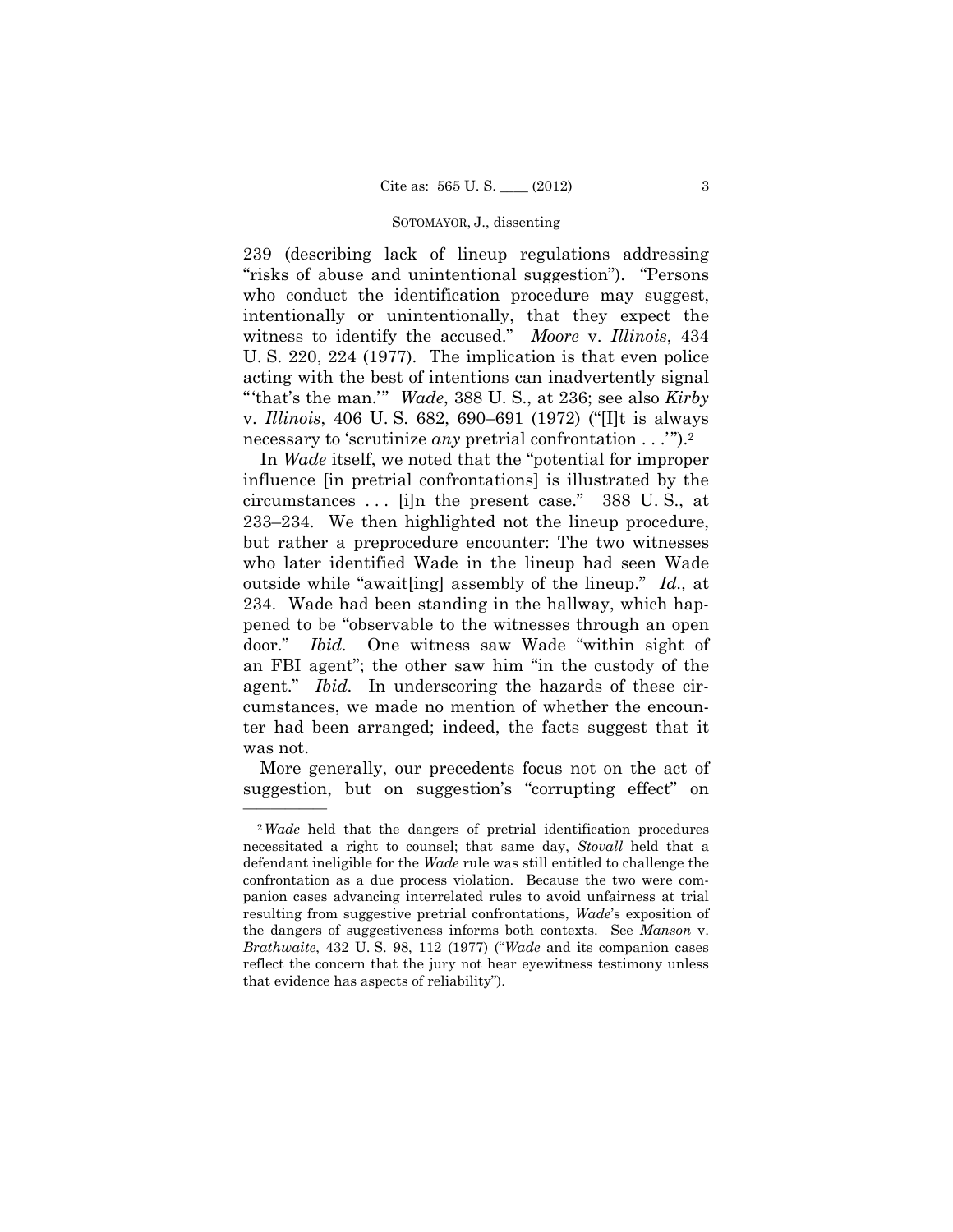239 (describing lack of lineup regulations addressing "risks of abuse and unintentional suggestion"). "Persons who conduct the identification procedure may suggest, intentionally or unintentionally, that they expect the witness to identify the accused." *Moore* v. *Illinois*, 434 U. S. 220, 224 (1977). The implication is that even police acting with the best of intentions can inadvertently signal "'that's the man.'" *Wade*, 388 U. S., at 236; see also *Kirby* v. *Illinois*, 406 U. S. 682, 690–691 (1972) ("[I]t is always necessary to 'scrutinize *any* pretrial confrontation . . .'").[2]

In *Wade* itself, we noted that the "potential for improper influence [in pretrial confrontations] is illustrated by the circumstances . . . [i]n the present case." 388 U. S., at 233–234. We then highlighted not the lineup procedure, but rather a preprocedure encounter: The two witnesses who later identified Wade in the lineup had seen Wade outside while "await[ing] assembly of the lineup." *Id.,* at 234. Wade had been standing in the hallway, which happened to be "observable to the witnesses through an open door." *Ibid.* One witness saw Wade "within sight of an FBI agent"; the other saw him "in the custody of the agent." *Ibid.* In underscoring the hazards of these circumstances, we made no mention of whether the encounter had been arranged; indeed, the facts suggest that it was not.

More generally, our precedents focus not on the act of suggestion, but on suggestion's "corrupting effect" on

---

[2] *Wade* held that the dangers of pretrial identification procedures necessitated a right to counsel; that same day, *Stovall* held that a defendant ineligible for the *Wade* rule was still entitled to challenge the confrontation as a due process violation. Because the two were companion cases advancing interrelated rules to avoid unfairness at trial resulting from suggestive pretrial confrontations, *Wade*'s exposition of the dangers of suggestiveness informs both contexts. See *Manson* v. *Brathwaite*, 432 U. S. 98, 112 (1977) ("*Wade* and its companion cases reflect the concern that the jury not hear eyewitness testimony unless that evidence has aspects of reliability").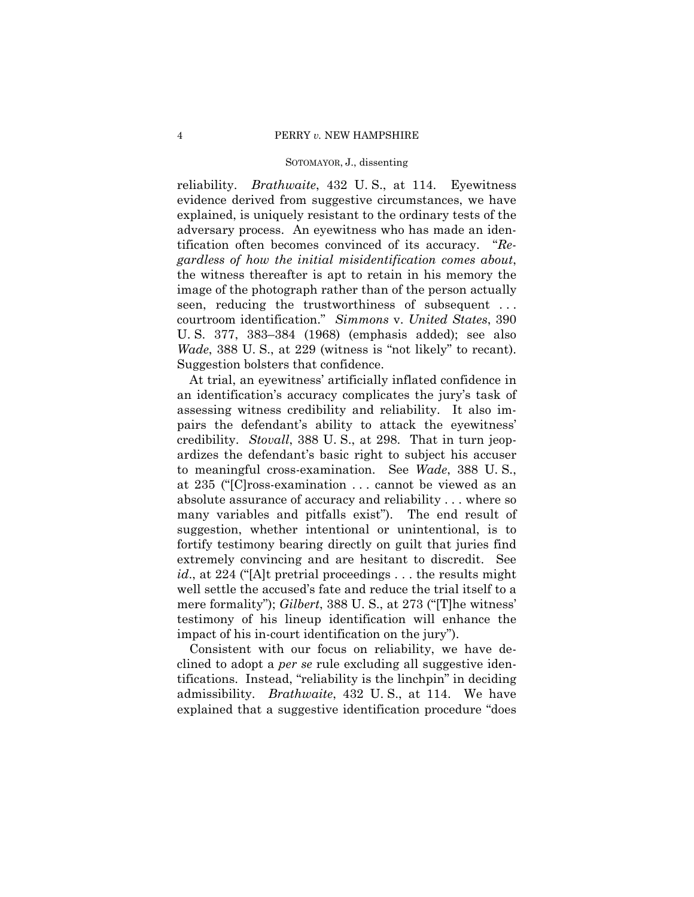reliability. *Brathwaite*, 432 U. S., at 114. Eyewitness evidence derived from suggestive circumstances, we have explained, is uniquely resistant to the ordinary tests of the adversary process. An eyewitness who has made an identification often becomes convinced of its accuracy. "*Regardless of how the initial misidentification comes about*, the witness thereafter is apt to retain in his memory the image of the photograph rather than of the person actually seen, reducing the trustworthiness of subsequent . . . courtroom identification." *Simmons* v. *United States*, 390 U. S. 377, 383–384 (1968) (emphasis added); see also *Wade*, 388 U. S., at 229 (witness is "not likely" to recant). Suggestion bolsters that confidence.

At trial, an eyewitness' artificially inflated confidence in an identification's accuracy complicates the jury's task of assessing witness credibility and reliability. It also impairs the defendant's ability to attack the eyewitness' credibility. *Stovall*, 388 U. S., at 298. That in turn jeopardizes the defendant's basic right to subject his accuser to meaningful cross-examination. See *Wade*, 388 U. S., at 235 ("[C]ross-examination . . . cannot be viewed as an absolute assurance of accuracy and reliability . . . where so many variables and pitfalls exist"). The end result of suggestion, whether intentional or unintentional, is to fortify testimony bearing directly on guilt that juries find extremely convincing and are hesitant to discredit. See *id*., at 224 ("[A]t pretrial proceedings . . . the results might well settle the accused's fate and reduce the trial itself to a mere formality"); *Gilbert*, 388 U. S., at 273 ("[T]he witness' testimony of his lineup identification will enhance the impact of his in-court identification on the jury").

Consistent with our focus on reliability, we have declined to adopt a *per se* rule excluding all suggestive identifications. Instead, "reliability is the linchpin" in deciding admissibility. *Brathwaite*, 432 U. S., at 114. We have explained that a suggestive identification procedure "does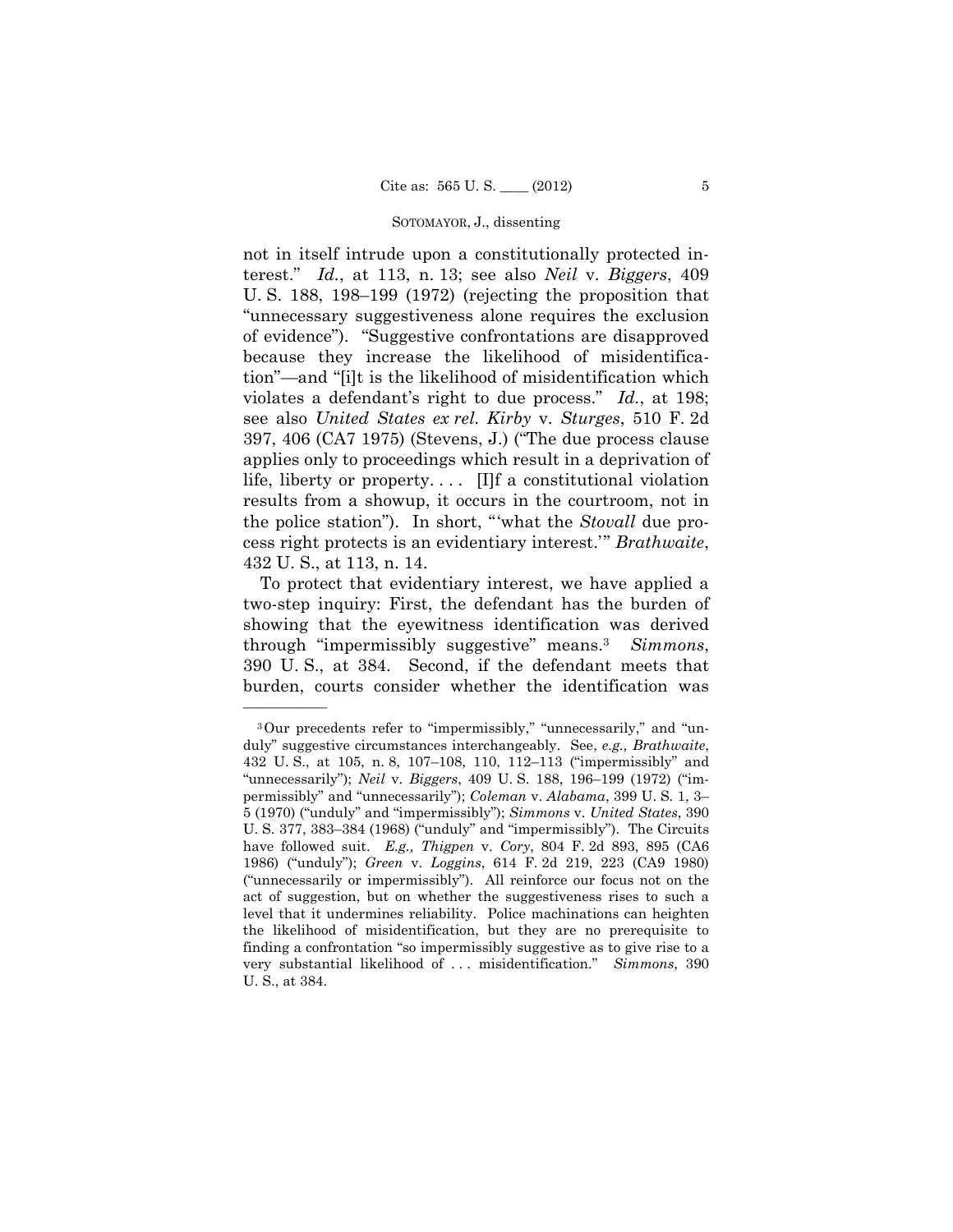not in itself intrude upon a constitutionally protected interest." *Id.*, at 113, n. 13; see also *Neil* v. *Biggers*, 409 U. S. 188, 198–199 (1972) (rejecting the proposition that "unnecessary suggestiveness alone requires the exclusion of evidence"). "Suggestive confrontations are disapproved because they increase the likelihood of misidentification"—and "[i]t is the likelihood of misidentification which violates a defendant's right to due process." *Id.*, at 198; see also *United States ex rel. Kirby* v. *Sturges*, 510 F. 2d 397, 406 (CA7 1975) (Stevens, J.) ("The due process clause applies only to proceedings which result in a deprivation of life, liberty or property. . . . [I]f a constitutional violation results from a showup, it occurs in the courtroom, not in the police station"). In short, "'what the *Stovall* due process right protects is an evidentiary interest.'" *Brathwaite*, 432 U. S., at 113, n. 14.

To protect that evidentiary interest, we have applied a two-step inquiry: First, the defendant has the burden of showing that the eyewitness identification was derived through "impermissibly suggestive" means.[3] *Simmons*, 390 U. S., at 384. Second, if the defendant meets that burden, courts consider whether the identification was

---

[3] Our precedents refer to "impermissibly," "unnecessarily," and "unduly" suggestive circumstances interchangeably. See, *e.g., Brathwaite*, 432 U. S., at 105, n. 8, 107–108, 110, 112–113 ("impermissibly" and "unnecessarily"); *Neil* v. *Biggers*, 409 U. S. 188, 196–199 (1972) ("impermissibly" and "unnecessarily"); *Coleman* v. *Alabama*, 399 U. S. 1, 3–5 (1970) ("unduly" and "impermissibly"); *Simmons* v. *United States*, 390 U. S. 377, 383–384 (1968) ("unduly" and "impermissibly"). The Circuits have followed suit. *E.g., Thigpen* v. *Cory*, 804 F. 2d 893, 895 (CA6 1986) ("unduly"); *Green* v. *Loggins*, 614 F. 2d 219, 223 (CA9 1980) ("unnecessarily or impermissibly"). All reinforce our focus not on the act of suggestion, but on whether the suggestiveness rises to such a level that it undermines reliability. Police machinations can heighten the likelihood of misidentification, but they are no prerequisite to finding a confrontation "so impermissibly suggestive as to give rise to a very substantial likelihood of . . . misidentification." *Simmons*, 390 U. S., at 384.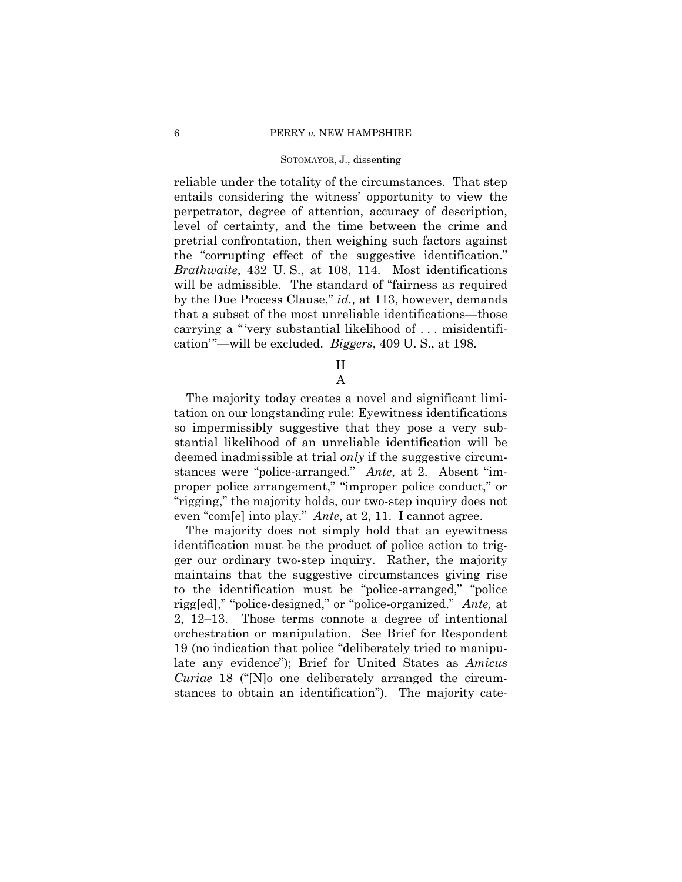reliable under the totality of the circumstances. That step entails considering the witness' opportunity to view the perpetrator, degree of attention, accuracy of description, level of certainty, and the time between the crime and pretrial confrontation, then weighing such factors against the "corrupting effect of the suggestive identification." *Brathwaite*, 432 U. S., at 108, 114. Most identifications will be admissible. The standard of "fairness as required by the Due Process Clause," *id.,* at 113, however, demands that a subset of the most unreliable identifications—those carrying a "'very substantial likelihood of . . . misidentification'"—will be excluded. *Biggers*, 409 U. S., at 198.

## II

### A

The majority today creates a novel and significant limitation on our longstanding rule: Eyewitness identifications so impermissibly suggestive that they pose a very substantial likelihood of an unreliable identification will be deemed inadmissible at trial *only* if the suggestive circumstances were "police-arranged." *Ante*, at 2. Absent "improper police arrangement," "improper police conduct," or "rigging," the majority holds, our two-step inquiry does not even "com[e] into play." *Ante*, at 2, 11. I cannot agree.

The majority does not simply hold that an eyewitness identification must be the product of police action to trigger our ordinary two-step inquiry. Rather, the majority maintains that the suggestive circumstances giving rise to the identification must be "police-arranged," "police rigg[ed]," "police-designed," or "police-organized." *Ante,* at 2, 12–13. Those terms connote a degree of intentional orchestration or manipulation. See Brief for Respondent 19 (no indication that police "deliberately tried to manipulate any evidence"); Brief for United States as *Amicus Curiae* 18 ("[N]o one deliberately arranged the circumstances to obtain an identification"). The majority cate-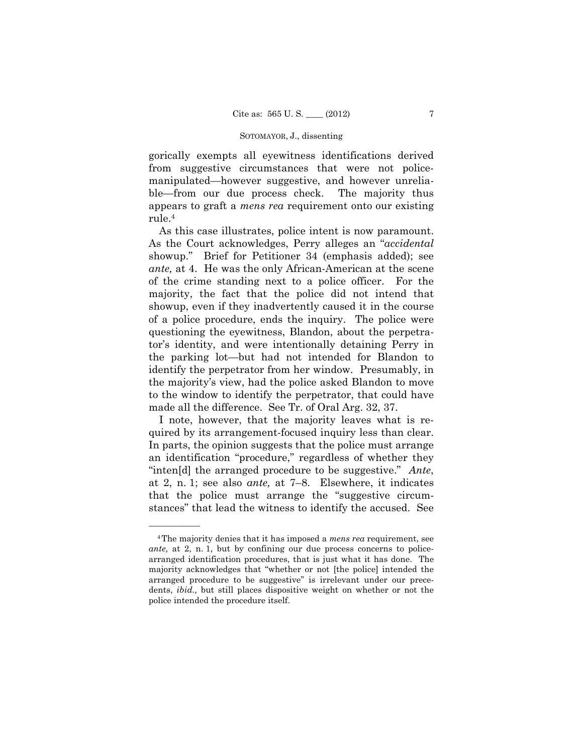gorically exempts all eyewitness identifications derived from suggestive circumstances that were not police-manipulated—however suggestive, and however unreliable—from our due process check. The majority thus appears to graft a *mens rea* requirement onto our existing rule.[4]

As this case illustrates, police intent is now paramount. As the Court acknowledges, Perry alleges an "*accidental* showup." Brief for Petitioner 34 (emphasis added); see *ante,* at 4. He was the only African-American at the scene of the crime standing next to a police officer. For the majority, the fact that the police did not intend that showup, even if they inadvertently caused it in the course of a police procedure, ends the inquiry. The police were questioning the eyewitness, Blandon, about the perpetrator's identity, and were intentionally detaining Perry in the parking lot—but had not intended for Blandon to identify the perpetrator from her window. Presumably, in the majority's view, had the police asked Blandon to move to the window to identify the perpetrator, that could have made all the difference. See Tr. of Oral Arg. 32, 37.

I note, however, that the majority leaves what is required by its arrangement-focused inquiry less than clear. In parts, the opinion suggests that the police must arrange an identification "procedure," regardless of whether they "inten[d] the arranged procedure to be suggestive." *Ante*, at 2, n. 1; see also *ante,* at 7–8. Elsewhere, it indicates that the police must arrange the "suggestive circumstances" that lead the witness to identify the accused. See

---

[4] The majority denies that it has imposed a *mens rea* requirement, see *ante,* at 2, n. 1, but by confining our due process concerns to police-arranged identification procedures, that is just what it has done. The majority acknowledges that "whether or not [the police] intended the arranged procedure to be suggestive" is irrelevant under our precedents, *ibid.,* but still places dispositive weight on whether or not the police intended the procedure itself.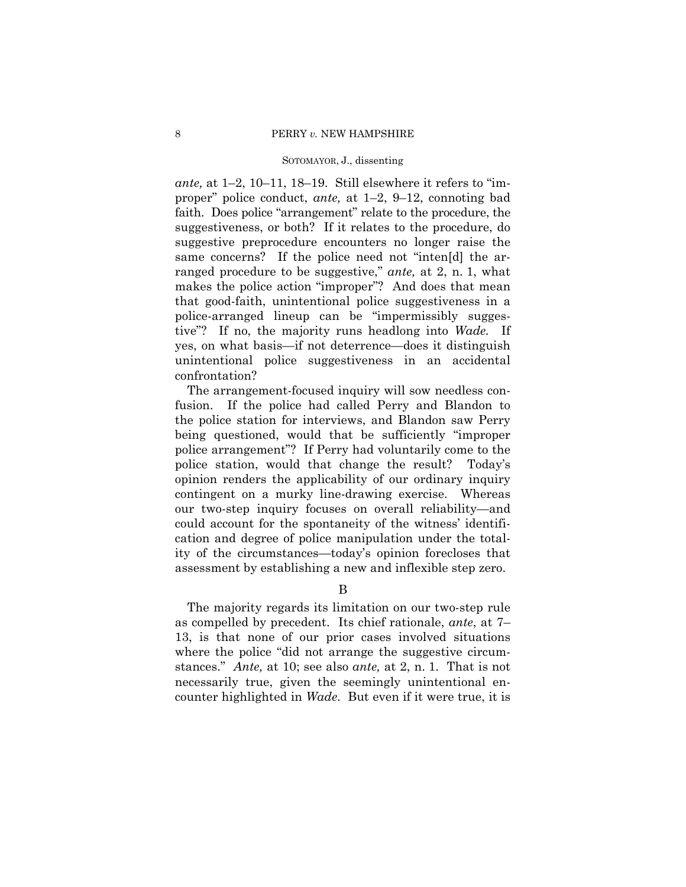*ante,* at 1–2, 10–11, 18–19. Still elsewhere it refers to "improper" police conduct, *ante,* at 1–2, 9–12, connoting bad faith. Does police "arrangement" relate to the procedure, the suggestiveness, or both? If it relates to the procedure, do suggestive preprocedure encounters no longer raise the same concerns? If the police need not "inten[d] the arranged procedure to be suggestive," *ante,* at 2, n. 1, what makes the police action "improper"? And does that mean that good-faith, unintentional police suggestiveness in a police-arranged lineup can be "impermissibly suggestive"? If no, the majority runs headlong into *Wade.* If yes, on what basis—if not deterrence—does it distinguish unintentional police suggestiveness in an accidental confrontation?

The arrangement-focused inquiry will sow needless confusion. If the police had called Perry and Blandon to the police station for interviews, and Blandon saw Perry being questioned, would that be sufficiently "improper police arrangement"? If Perry had voluntarily come to the police station, would that change the result? Today's opinion renders the applicability of our ordinary inquiry contingent on a murky line-drawing exercise. Whereas our two-step inquiry focuses on overall reliability—and could account for the spontaneity of the witness' identification and degree of police manipulation under the totality of the circumstances—today's opinion forecloses that assessment by establishing a new and inflexible step zero.

B

The majority regards its limitation on our two-step rule as compelled by precedent. Its chief rationale, *ante*, at 7–13, is that none of our prior cases involved situations where the police "did not arrange the suggestive circumstances." *Ante,* at 10; see also *ante,* at 2, n. 1. That is not necessarily true, given the seemingly unintentional encounter highlighted in *Wade*. But even if it were true, it is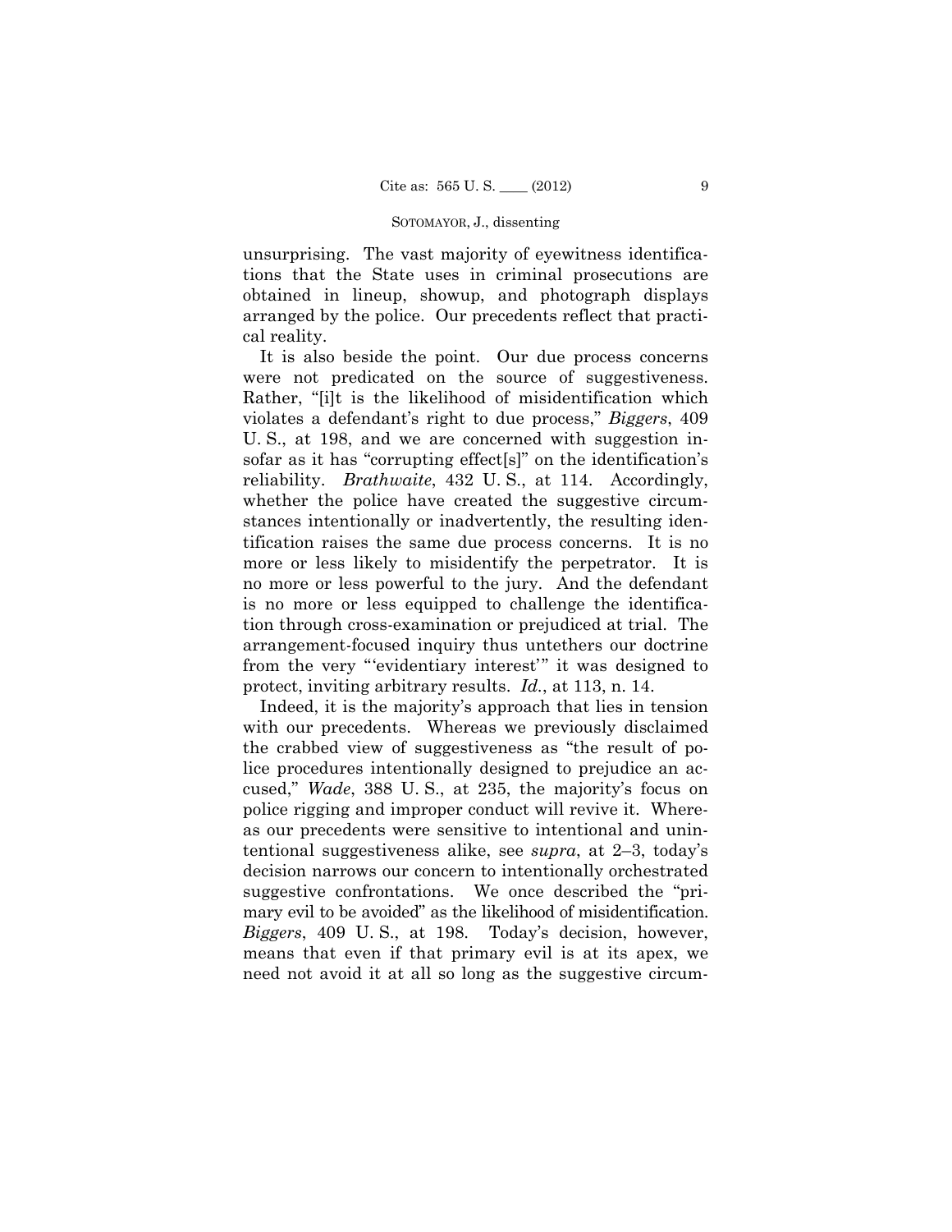unsurprising. The vast majority of eyewitness identifications that the State uses in criminal prosecutions are obtained in lineup, showup, and photograph displays arranged by the police. Our precedents reflect that practical reality.

It is also beside the point. Our due process concerns were not predicated on the source of suggestiveness. Rather, "[i]t is the likelihood of misidentification which violates a defendant's right to due process," *Biggers*, 409 U. S., at 198, and we are concerned with suggestion insofar as it has "corrupting effect[s]" on the identification's reliability. *Brathwaite*, 432 U. S., at 114. Accordingly, whether the police have created the suggestive circumstances intentionally or inadvertently, the resulting identification raises the same due process concerns. It is no more or less likely to misidentify the perpetrator. It is no more or less powerful to the jury. And the defendant is no more or less equipped to challenge the identification through cross-examination or prejudiced at trial. The arrangement-focused inquiry thus untethers our doctrine from the very "'evidentiary interest'" it was designed to protect, inviting arbitrary results. *Id.*, at 113, n. 14.

Indeed, it is the majority's approach that lies in tension with our precedents. Whereas we previously disclaimed the crabbed view of suggestiveness as "the result of police procedures intentionally designed to prejudice an accused," *Wade*, 388 U. S., at 235, the majority's focus on police rigging and improper conduct will revive it. Whereas our precedents were sensitive to intentional and unintentional suggestiveness alike, see *supra*, at 2–3, today's decision narrows our concern to intentionally orchestrated suggestive confrontations. We once described the "primary evil to be avoided" as the likelihood of misidentification. *Biggers*, 409 U. S., at 198. Today's decision, however, means that even if that primary evil is at its apex, we need not avoid it at all so long as the suggestive circum-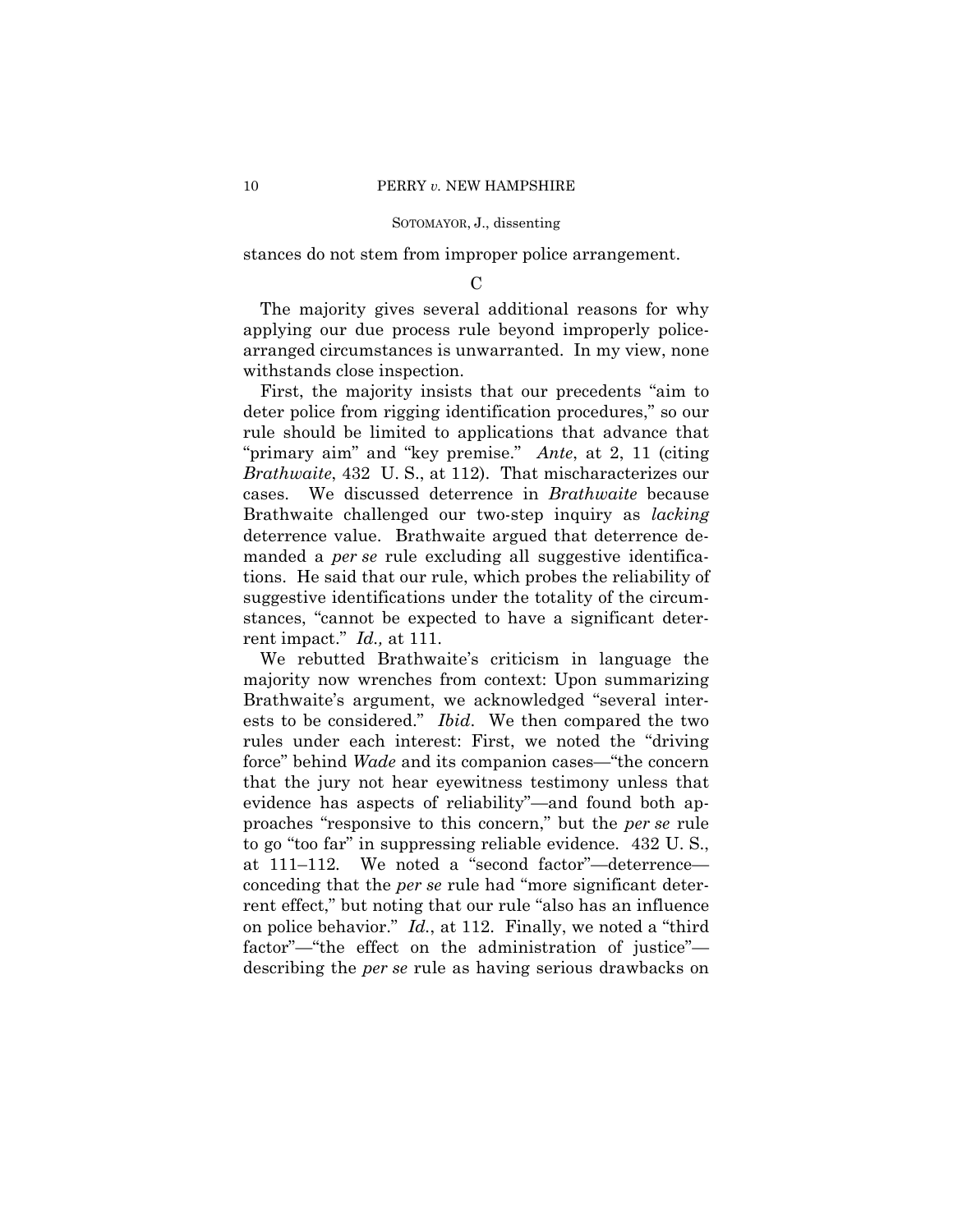stances do not stem from improper police arrangement.

C

The majority gives several additional reasons for why applying our due process rule beyond improperly police-arranged circumstances is unwarranted. In my view, none withstands close inspection.

First, the majority insists that our precedents "aim to deter police from rigging identification procedures," so our rule should be limited to applications that advance that "primary aim" and "key premise." *Ante*, at 2, 11 (citing *Brathwaite*, 432 U. S., at 112). That mischaracterizes our cases. We discussed deterrence in *Brathwaite* because Brathwaite challenged our two-step inquiry as *lacking* deterrence value. Brathwaite argued that deterrence demanded a *per se* rule excluding all suggestive identifications. He said that our rule, which probes the reliability of suggestive identifications under the totality of the circumstances, "cannot be expected to have a significant deterrent impact." *Id.,* at 111.

We rebutted Brathwaite's criticism in language the majority now wrenches from context: Upon summarizing Brathwaite's argument, we acknowledged "several interests to be considered." *Ibid*. We then compared the two rules under each interest: First, we noted the "driving force" behind *Wade* and its companion cases—"the concern that the jury not hear eyewitness testimony unless that evidence has aspects of reliability"—and found both approaches "responsive to this concern," but the *per se* rule to go "too far" in suppressing reliable evidence. 432 U. S., at 111–112. We noted a "second factor"—deterrence—conceding that the *per se* rule had "more significant deterrent effect," but noting that our rule "also has an influence on police behavior." *Id.*, at 112. Finally, we noted a "third factor"—"the effect on the administration of justice"—describing the *per se* rule as having serious drawbacks on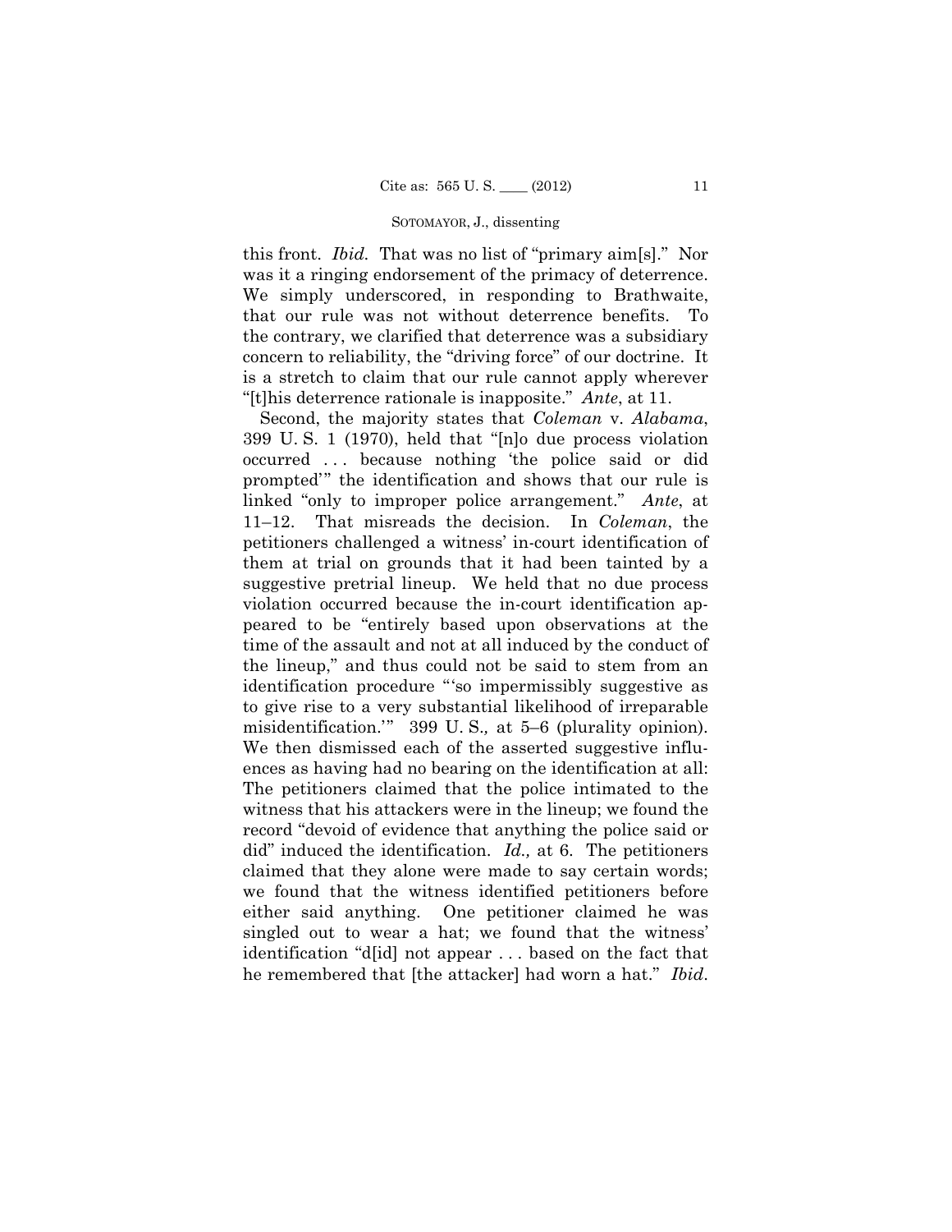this front. *Ibid.* That was no list of "primary aim[s]." Nor was it a ringing endorsement of the primacy of deterrence. We simply underscored, in responding to Brathwaite, that our rule was not without deterrence benefits. To the contrary, we clarified that deterrence was a subsidiary concern to reliability, the "driving force" of our doctrine. It is a stretch to claim that our rule cannot apply wherever "[t]his deterrence rationale is inapposite." *Ante*, at 11.

Second, the majority states that *Coleman* v. *Alabama*, 399 U. S. 1 (1970), held that "[n]o due process violation occurred . . . because nothing 'the police said or did prompted'" the identification and shows that our rule is linked "only to improper police arrangement." *Ante*, at 11–12. That misreads the decision. In *Coleman*, the petitioners challenged a witness' in-court identification of them at trial on grounds that it had been tainted by a suggestive pretrial lineup. We held that no due process violation occurred because the in-court identification appeared to be "entirely based upon observations at the time of the assault and not at all induced by the conduct of the lineup," and thus could not be said to stem from an identification procedure "'so impermissibly suggestive as to give rise to a very substantial likelihood of irreparable misidentification.'" 399 U. S.*,* at 5–6 (plurality opinion). We then dismissed each of the asserted suggestive influences as having had no bearing on the identification at all: The petitioners claimed that the police intimated to the witness that his attackers were in the lineup; we found the record "devoid of evidence that anything the police said or did" induced the identification. *Id.,* at 6. The petitioners claimed that they alone were made to say certain words; we found that the witness identified petitioners before either said anything. One petitioner claimed he was singled out to wear a hat; we found that the witness' identification "d[id] not appear . . . based on the fact that he remembered that [the attacker] had worn a hat." *Ibid*.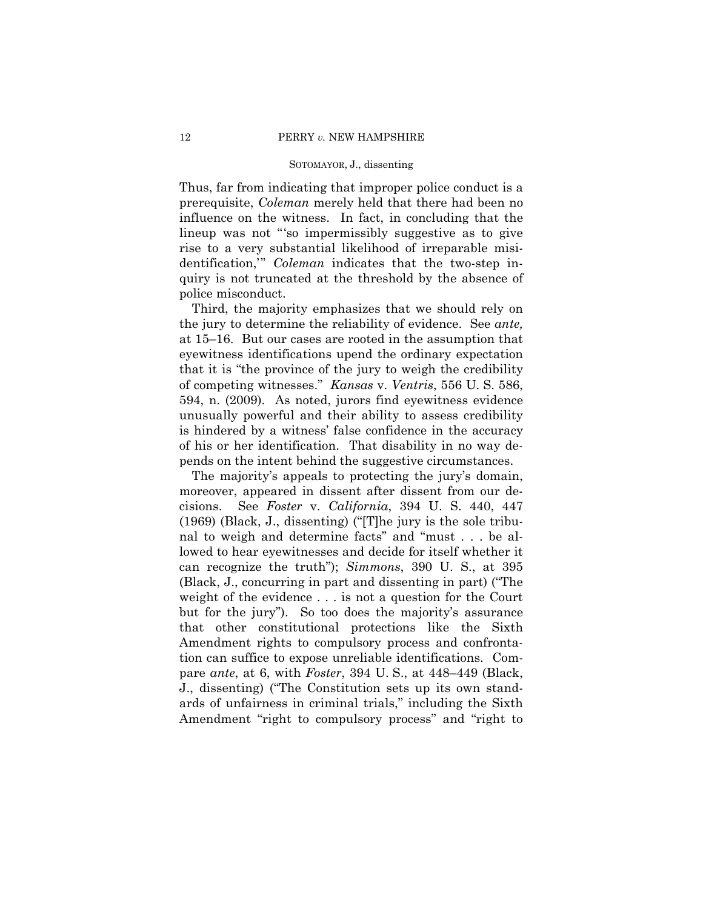Thus, far from indicating that improper police conduct is a prerequisite, *Coleman* merely held that there had been no influence on the witness. In fact, in concluding that the lineup was not "'so impermissibly suggestive as to give rise to a very substantial likelihood of irreparable misidentification,'" *Coleman* indicates that the two-step inquiry is not truncated at the threshold by the absence of police misconduct.

Third, the majority emphasizes that we should rely on the jury to determine the reliability of evidence. See *ante,* at 15–16. But our cases are rooted in the assumption that eyewitness identifications upend the ordinary expectation that it is "the province of the jury to weigh the credibility of competing witnesses." *Kansas* v. *Ventris*, 556 U. S. 586, 594, n. (2009). As noted, jurors find eyewitness evidence unusually powerful and their ability to assess credibility is hindered by a witness' false confidence in the accuracy of his or her identification. That disability in no way depends on the intent behind the suggestive circumstances.

The majority's appeals to protecting the jury's domain, moreover, appeared in dissent after dissent from our decisions. See *Foster* v. *California*, 394 U. S. 440, 447 (1969) (Black, J., dissenting) ("[T]he jury is the sole tribunal to weigh and determine facts" and "must . . . be allowed to hear eyewitnesses and decide for itself whether it can recognize the truth"); *Simmons*, 390 U. S., at 395 (Black, J., concurring in part and dissenting in part) ("The weight of the evidence . . . is not a question for the Court but for the jury"). So too does the majority's assurance that other constitutional protections like the Sixth Amendment rights to compulsory process and confrontation can suffice to expose unreliable identifications. Compare *ante*, at 6, with *Foster*, 394 U. S., at 448–449 (Black, J., dissenting) ("The Constitution sets up its own standards of unfairness in criminal trials," including the Sixth Amendment "right to compulsory process" and "right to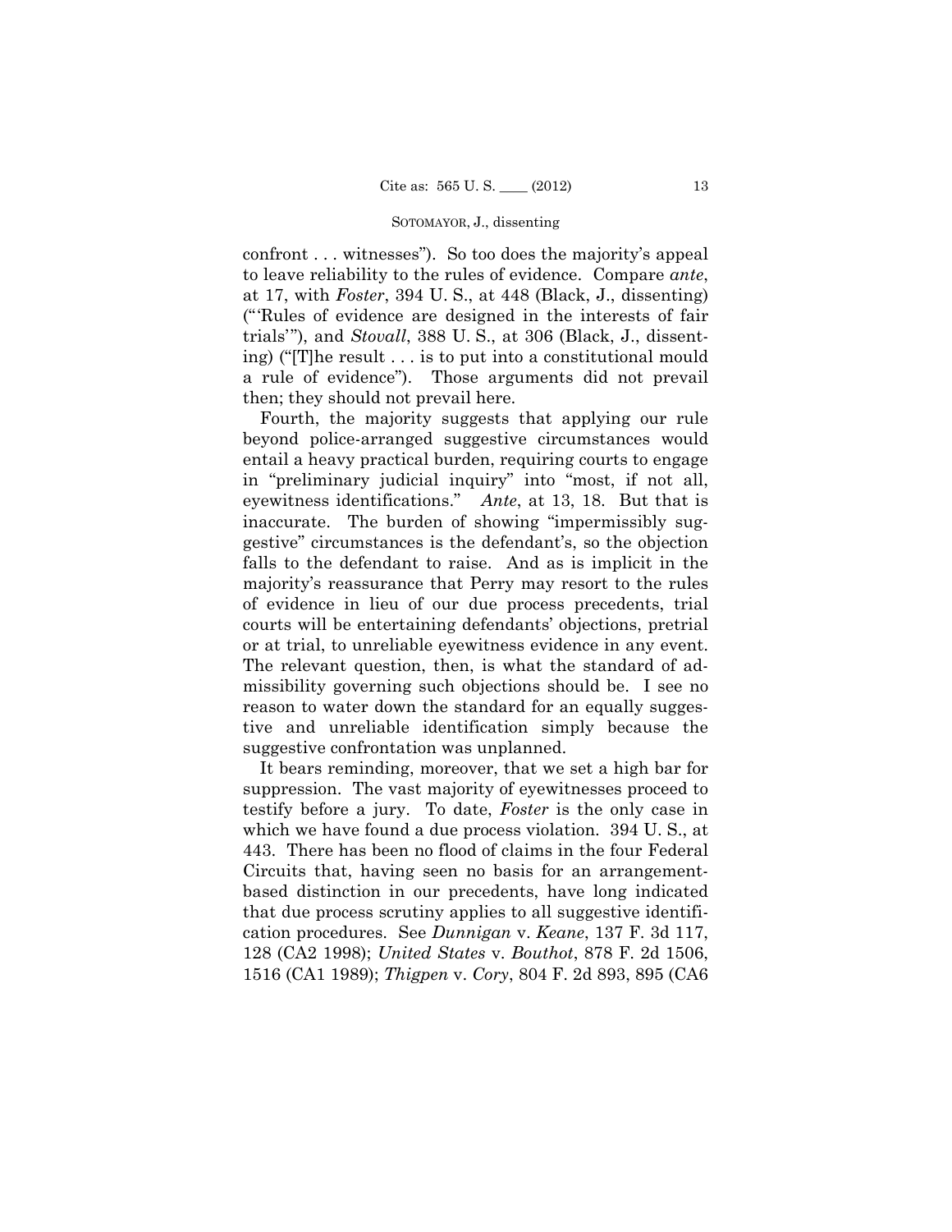confront . . . witnesses"). So too does the majority's appeal to leave reliability to the rules of evidence. Compare *ante*, at 17, with *Foster*, 394 U. S., at 448 (Black, J., dissenting) ("'Rules of evidence are designed in the interests of fair trials'"), and *Stovall*, 388 U. S., at 306 (Black, J., dissenting) ("[T]he result . . . is to put into a constitutional mould a rule of evidence"). Those arguments did not prevail then; they should not prevail here.

Fourth, the majority suggests that applying our rule beyond police-arranged suggestive circumstances would entail a heavy practical burden, requiring courts to engage in "preliminary judicial inquiry" into "most, if not all, eyewitness identifications." *Ante*, at 13, 18. But that is inaccurate. The burden of showing "impermissibly suggestive" circumstances is the defendant's, so the objection falls to the defendant to raise. And as is implicit in the majority's reassurance that Perry may resort to the rules of evidence in lieu of our due process precedents, trial courts will be entertaining defendants' objections, pretrial or at trial, to unreliable eyewitness evidence in any event. The relevant question, then, is what the standard of admissibility governing such objections should be. I see no reason to water down the standard for an equally suggestive and unreliable identification simply because the suggestive confrontation was unplanned.

It bears reminding, moreover, that we set a high bar for suppression. The vast majority of eyewitnesses proceed to testify before a jury. To date, *Foster* is the only case in which we have found a due process violation. 394 U. S., at 443. There has been no flood of claims in the four Federal Circuits that, having seen no basis for an arrangement-based distinction in our precedents, have long indicated that due process scrutiny applies to all suggestive identification procedures. See *Dunnigan* v. *Keane*, 137 F. 3d 117, 128 (CA2 1998); *United States* v. *Bouthot*, 878 F. 2d 1506, 1516 (CA1 1989); *Thigpen* v. *Cory*, 804 F. 2d 893, 895 (CA6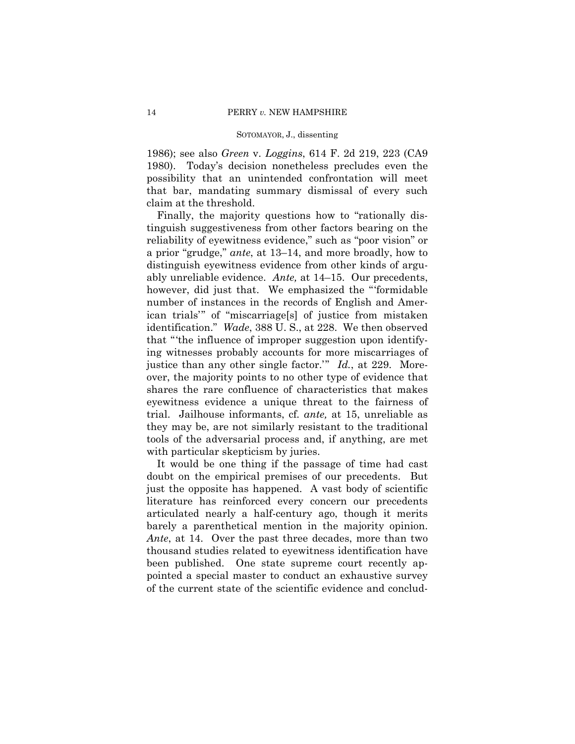1986); see also *Green* v. *Loggins*, 614 F. 2d 219, 223 (CA9 1980). Today's decision nonetheless precludes even the possibility that an unintended confrontation will meet that bar, mandating summary dismissal of every such claim at the threshold.

Finally, the majority questions how to "rationally distinguish suggestiveness from other factors bearing on the reliability of eyewitness evidence," such as "poor vision" or a prior "grudge," *ante*, at 13–14, and more broadly, how to distinguish eyewitness evidence from other kinds of arguably unreliable evidence. *Ante,* at 14–15. Our precedents, however, did just that. We emphasized the "'formidable number of instances in the records of English and American trials'" of "miscarriage[s] of justice from mistaken identification." *Wade*, 388 U. S., at 228. We then observed that "'the influence of improper suggestion upon identifying witnesses probably accounts for more miscarriages of justice than any other single factor.'" *Id.*, at 229. Moreover, the majority points to no other type of evidence that shares the rare confluence of characteristics that makes eyewitness evidence a unique threat to the fairness of trial. Jailhouse informants, cf. *ante,* at 15, unreliable as they may be, are not similarly resistant to the traditional tools of the adversarial process and, if anything, are met with particular skepticism by juries.

It would be one thing if the passage of time had cast doubt on the empirical premises of our precedents. But just the opposite has happened. A vast body of scientific literature has reinforced every concern our precedents articulated nearly a half-century ago, though it merits barely a parenthetical mention in the majority opinion. *Ante*, at 14. Over the past three decades, more than two thousand studies related to eyewitness identification have been published. One state supreme court recently appointed a special master to conduct an exhaustive survey of the current state of the scientific evidence and conclud-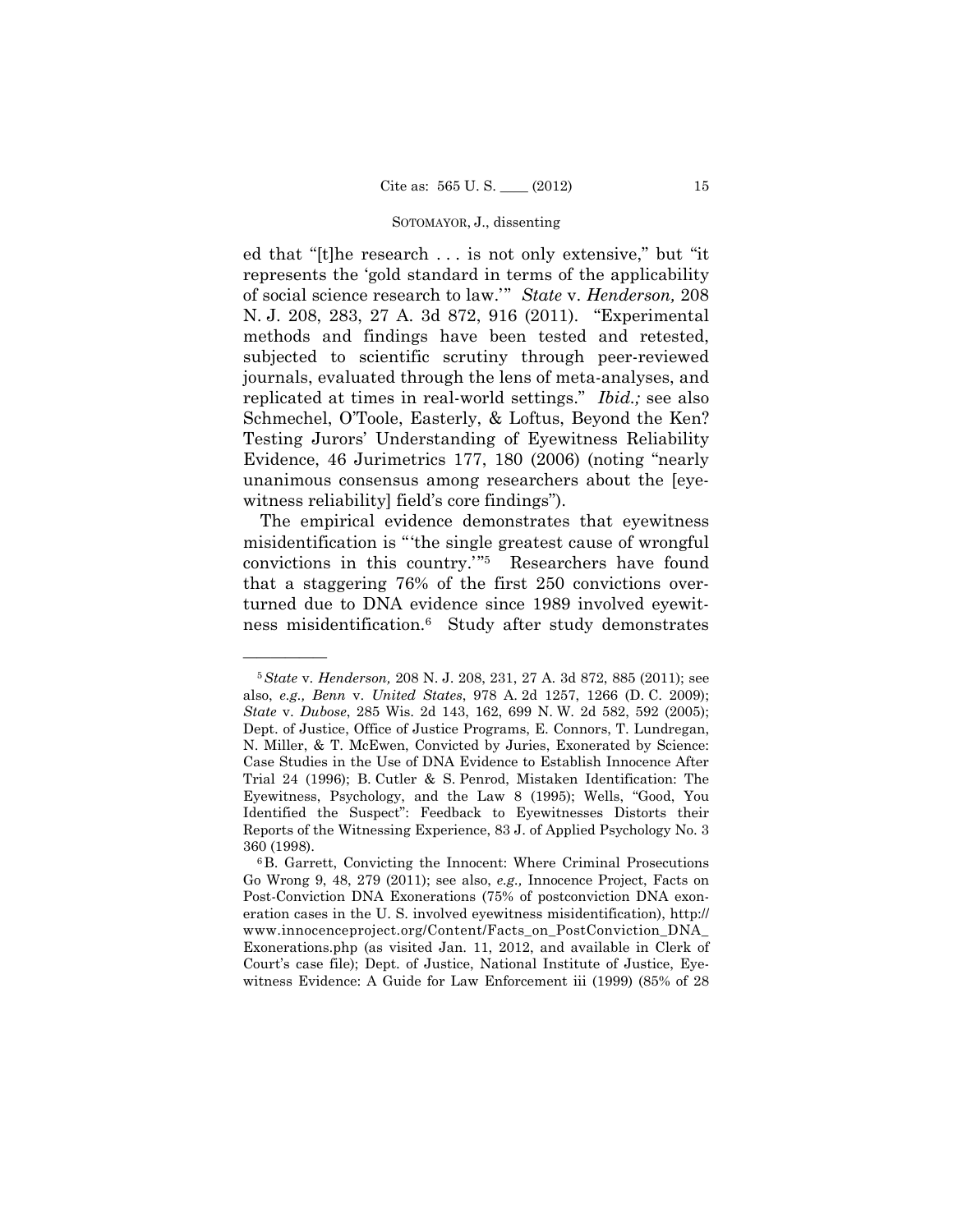ed that "[t]he research . . . is not only extensive," but "it represents the 'gold standard in terms of the applicability of social science research to law.'" *State* v. *Henderson,* 208 N. J. 208, 283, 27 A. 3d 872, 916 (2011). "Experimental methods and findings have been tested and retested, subjected to scientific scrutiny through peer-reviewed journals, evaluated through the lens of meta-analyses, and replicated at times in real-world settings." *Ibid.;* see also Schmechel, O'Toole, Easterly, & Loftus, Beyond the Ken? Testing Jurors' Understanding of Eyewitness Reliability Evidence, 46 Jurimetrics 177, 180 (2006) (noting "nearly unanimous consensus among researchers about the [eyewitness reliability] field's core findings").

The empirical evidence demonstrates that eyewitness misidentification is "'the single greatest cause of wrongful convictions in this country.'"[5] Researchers have found that a staggering 76% of the first 250 convictions overturned due to DNA evidence since 1989 involved eyewitness misidentification.[6] Study after study demonstrates

---

[5] *State* v. *Henderson,* 208 N. J. 208, 231, 27 A. 3d 872, 885 (2011); see also, *e.g., Benn* v. *United States*, 978 A. 2d 1257, 1266 (D. C. 2009); *State* v. *Dubose*, 285 Wis. 2d 143, 162, 699 N. W. 2d 582, 592 (2005); Dept. of Justice, Office of Justice Programs, E. Connors, T. Lundregan, N. Miller, & T. McEwen, Convicted by Juries, Exonerated by Science: Case Studies in the Use of DNA Evidence to Establish Innocence After Trial 24 (1996); B. Cutler & S. Penrod, Mistaken Identification: The Eyewitness, Psychology, and the Law 8 (1995); Wells, "Good, You Identified the Suspect": Feedback to Eyewitnesses Distorts their Reports of the Witnessing Experience, 83 J. of Applied Psychology No. 3 360 (1998).

[6] B. Garrett, Convicting the Innocent: Where Criminal Prosecutions Go Wrong 9, 48, 279 (2011); see also, *e.g.,* Innocence Project, Facts on Post-Conviction DNA Exonerations (75% of postconviction DNA exoneration cases in the U. S. involved eyewitness misidentification), http://www.innocenceproject.org/Content/Facts_on_PostConviction_DNA_Exonerations.php (as visited Jan. 11, 2012, and available in Clerk of Court's case file); Dept. of Justice, National Institute of Justice, Eyewitness Evidence: A Guide for Law Enforcement iii (1999) (85% of 28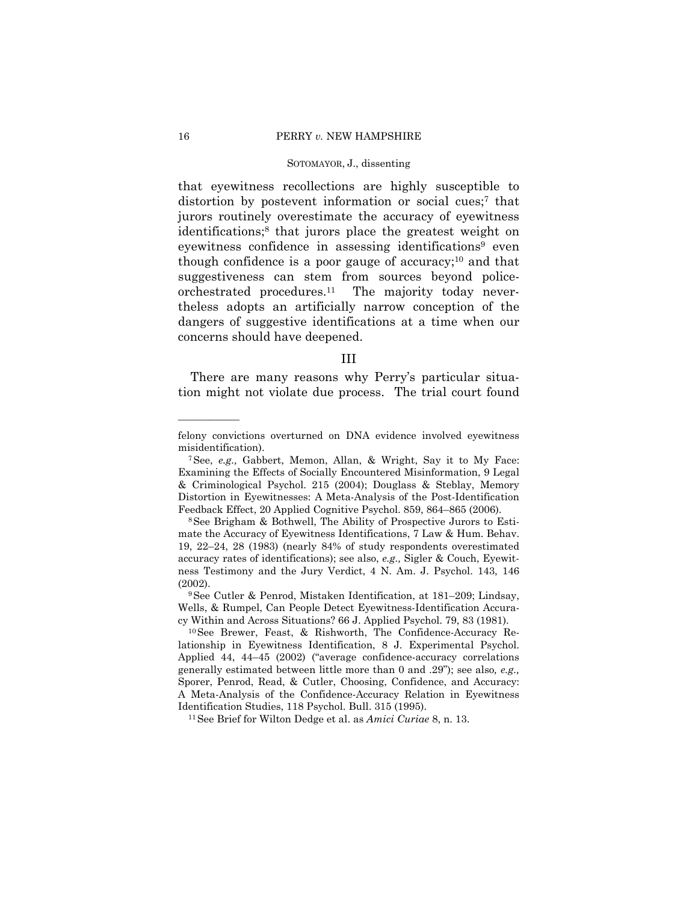that eyewitness recollections are highly susceptible to distortion by postevent information or social cues;[7] that jurors routinely overestimate the accuracy of eyewitness identifications;[8] that jurors place the greatest weight on eyewitness confidence in assessing identifications[9] even though confidence is a poor gauge of accuracy;[10] and that suggestiveness can stem from sources beyond police-orchestrated procedures.[11] The majority today nevertheless adopts an artificially narrow conception of the dangers of suggestive identifications at a time when our concerns should have deepened.

## III

There are many reasons why Perry's particular situation might not violate due process. The trial court found

---

felony convictions overturned on DNA evidence involved eyewitness misidentification).

[7] See, *e.g.,* Gabbert, Memon, Allan, & Wright, Say it to My Face: Examining the Effects of Socially Encountered Misinformation, 9 Legal & Criminological Psychol. 215 (2004); Douglass & Steblay, Memory Distortion in Eyewitnesses: A Meta-Analysis of the Post-Identification Feedback Effect, 20 Applied Cognitive Psychol. 859, 864–865 (2006).

[8] See Brigham & Bothwell, The Ability of Prospective Jurors to Estimate the Accuracy of Eyewitness Identifications, 7 Law & Hum. Behav. 19, 22–24, 28 (1983) (nearly 84% of study respondents overestimated accuracy rates of identifications); see also, *e.g.,* Sigler & Couch, Eyewitness Testimony and the Jury Verdict, 4 N. Am. J. Psychol. 143, 146 (2002).

[9] See Cutler & Penrod, Mistaken Identification, at 181–209; Lindsay, Wells, & Rumpel, Can People Detect Eyewitness-Identification Accuracy Within and Across Situations? 66 J. Applied Psychol. 79, 83 (1981).

[10] See Brewer, Feast, & Rishworth, The Confidence-Accuracy Relationship in Eyewitness Identification, 8 J. Experimental Psychol. Applied 44, 44–45 (2002) ("average confidence-accuracy correlations generally estimated between little more than 0 and .29"); see also*, e.g.,* Sporer, Penrod, Read, & Cutler, Choosing, Confidence, and Accuracy: A Meta-Analysis of the Confidence-Accuracy Relation in Eyewitness Identification Studies, 118 Psychol. Bull. 315 (1995).

[11] See Brief for Wilton Dedge et al. as *Amici Curiae* 8, n. 13.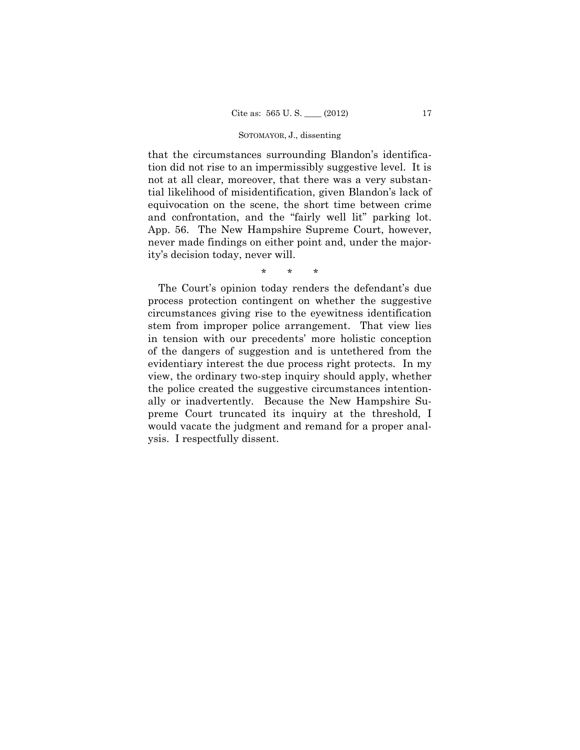that the circumstances surrounding Blandon's identification did not rise to an impermissibly suggestive level. It is not at all clear, moreover, that there was a very substantial likelihood of misidentification, given Blandon's lack of equivocation on the scene, the short time between crime and confrontation, and the "fairly well lit" parking lot. App. 56. The New Hampshire Supreme Court, however, never made findings on either point and, under the majority's decision today, never will.

\* \* \*

The Court's opinion today renders the defendant's due process protection contingent on whether the suggestive circumstances giving rise to the eyewitness identification stem from improper police arrangement. That view lies in tension with our precedents' more holistic conception of the dangers of suggestion and is untethered from the evidentiary interest the due process right protects. In my view, the ordinary two-step inquiry should apply, whether the police created the suggestive circumstances intentionally or inadvertently. Because the New Hampshire Supreme Court truncated its inquiry at the threshold, I would vacate the judgment and remand for a proper analysis. I respectfully dissent.